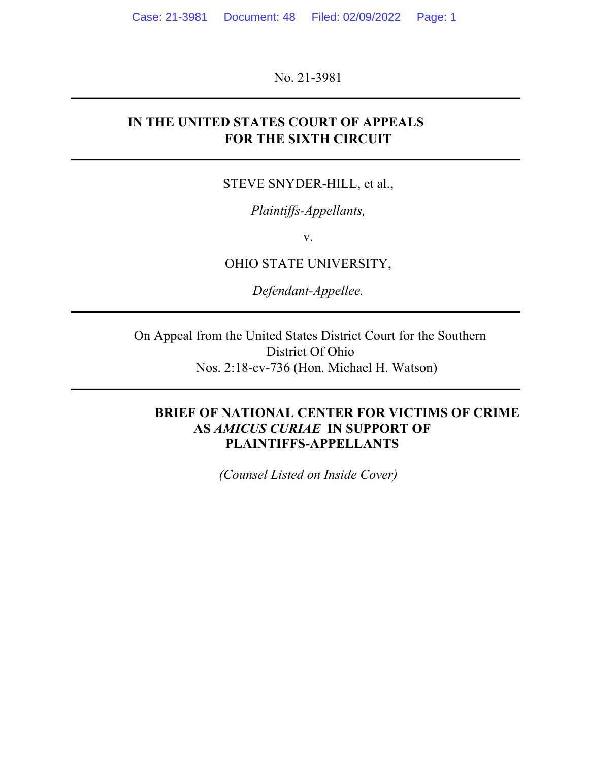No. 21-3981

**IN THE UNITED STATES COURT OF APPEALS FOR THE SIXTH CIRCUIT**

STEVE SNYDER-HILL, et al.,

*Plaintiffs-Appellants,*

v.

OHIO STATE UNIVERSITY,

*Defendant-Appellee.*

On Appeal from the United States District Court for the Southern District Of Ohio
Nos. 2:18-cv-736 (Hon. Michael H. Watson)

**BRIEF OF NATIONAL CENTER FOR VICTIMS OF CRIME AS *AMICUS CURIAE* IN SUPPORT OF PLAINTIFFS-APPELLANTS**

*(Counsel Listed on Inside Cover)*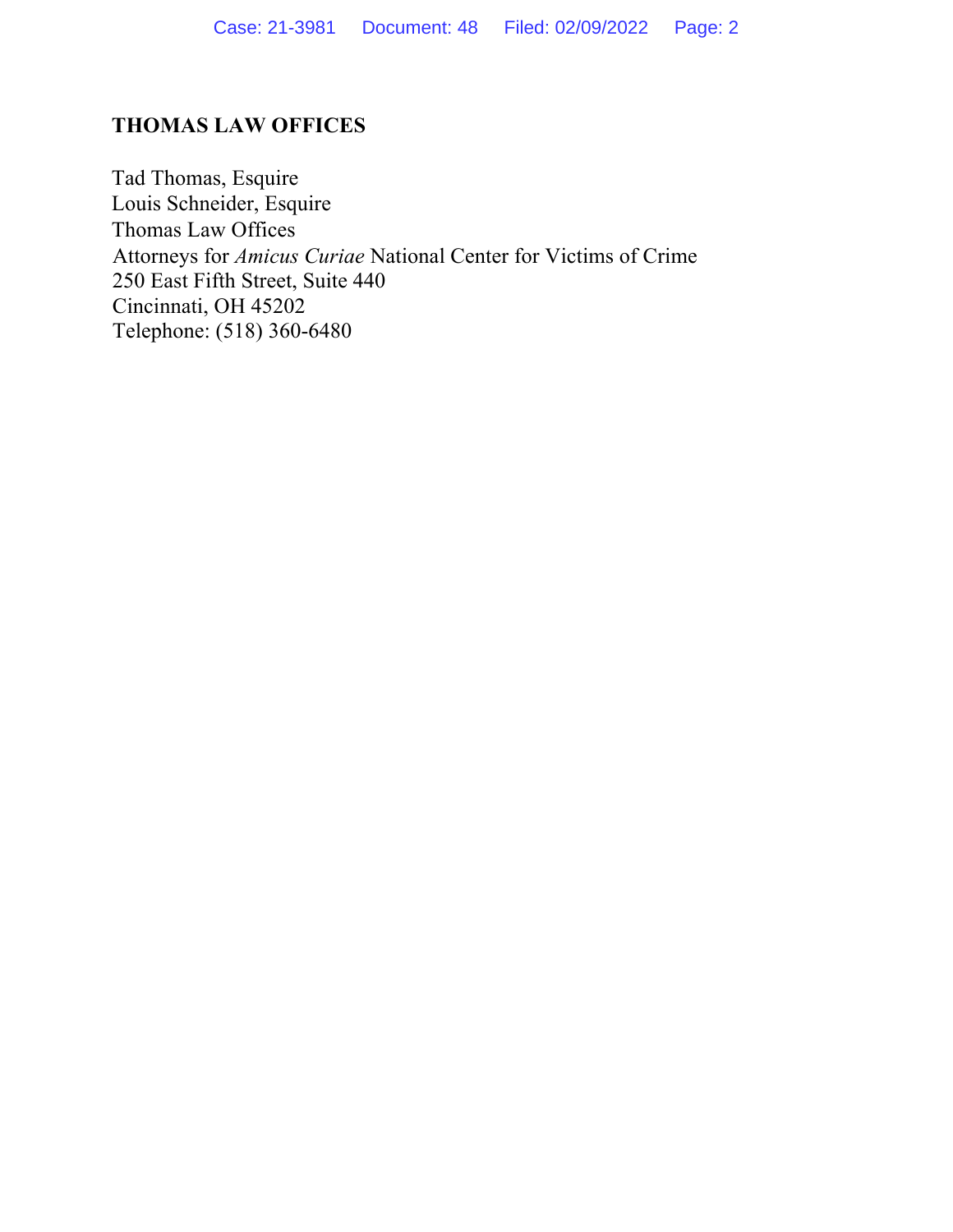**THOMAS LAW OFFICES**

Tad Thomas, Esquire
Louis Schneider, Esquire
Thomas Law Offices
Attorneys for *Amicus Curiae* National Center for Victims of Crime
250 East Fifth Street, Suite 440
Cincinnati, OH 45202
Telephone: (518) 360-6480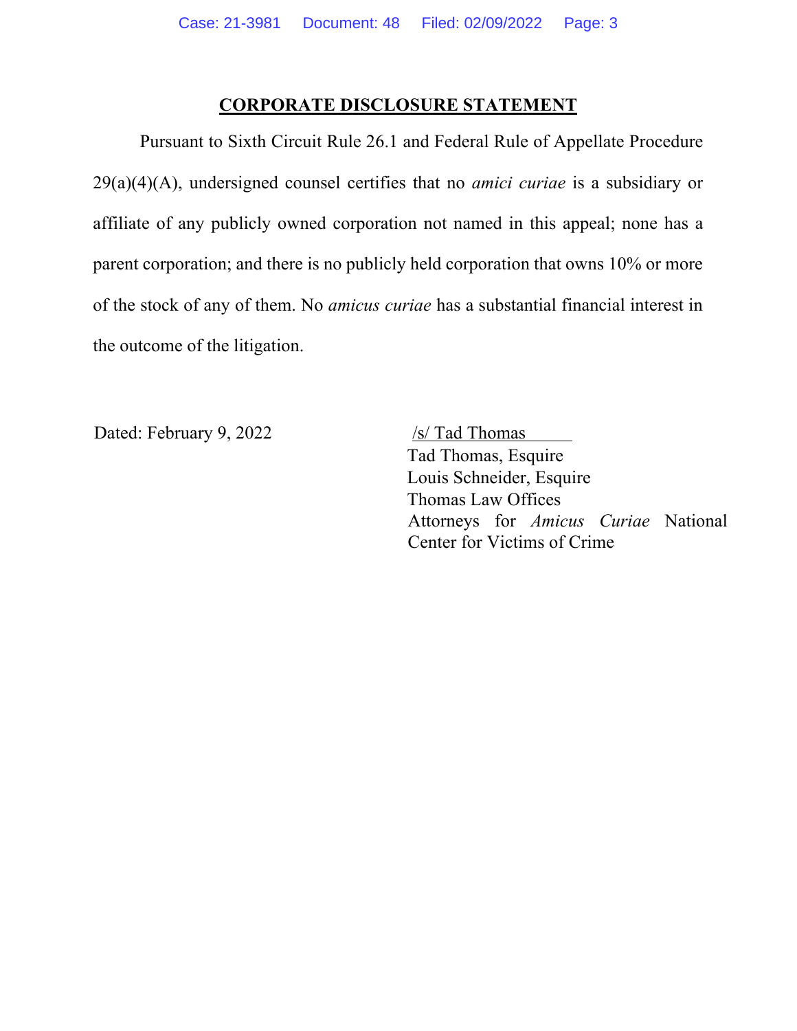## CORPORATE DISCLOSURE STATEMENT

Pursuant to Sixth Circuit Rule 26.1 and Federal Rule of Appellate Procedure 29(a)(4)(A), undersigned counsel certifies that no *amici curiae* is a subsidiary or affiliate of any publicly owned corporation not named in this appeal; none has a parent corporation; and there is no publicly held corporation that owns 10% or more of the stock of any of them. No *amicus curiae* has a substantial financial interest in the outcome of the litigation.

Dated: February 9, 2022

/s/ Tad Thomas
Tad Thomas, Esquire
Louis Schneider, Esquire
Thomas Law Offices
Attorneys for *Amicus Curiae* National Center for Victims of Crime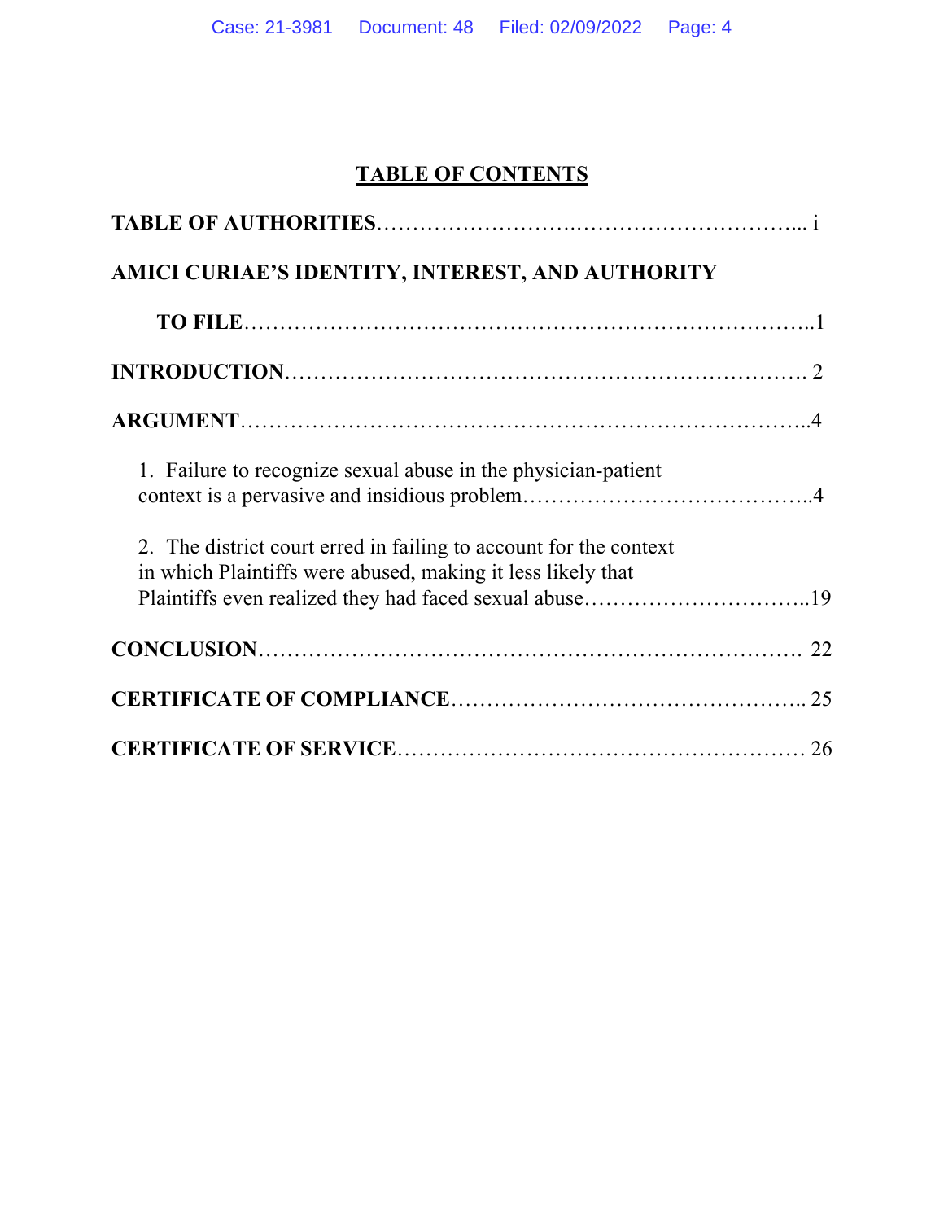## TABLE OF CONTENTS

**TABLE OF AUTHORITIES**……………………….…………………………... i

**AMICI CURIAE'S IDENTITY, INTEREST, AND AUTHORITY TO FILE**…………………………………………………………………..1

**INTRODUCTION**………………………………………………………………. 2

**ARGUMENT**…………………………………………………………………..4

1. Failure to recognize sexual abuse in the physician-patient context is a pervasive and insidious problem…………………………………..4

2. The district court erred in failing to account for the context in which Plaintiffs were abused, making it less likely that Plaintiffs even realized they had faced sexual abuse…………………………..19

**CONCLUSION**………………………………………………………………. 22

**CERTIFICATE OF COMPLIANCE**………………………………………….. 25

**CERTIFICATE OF SERVICE**………………………………………………… 26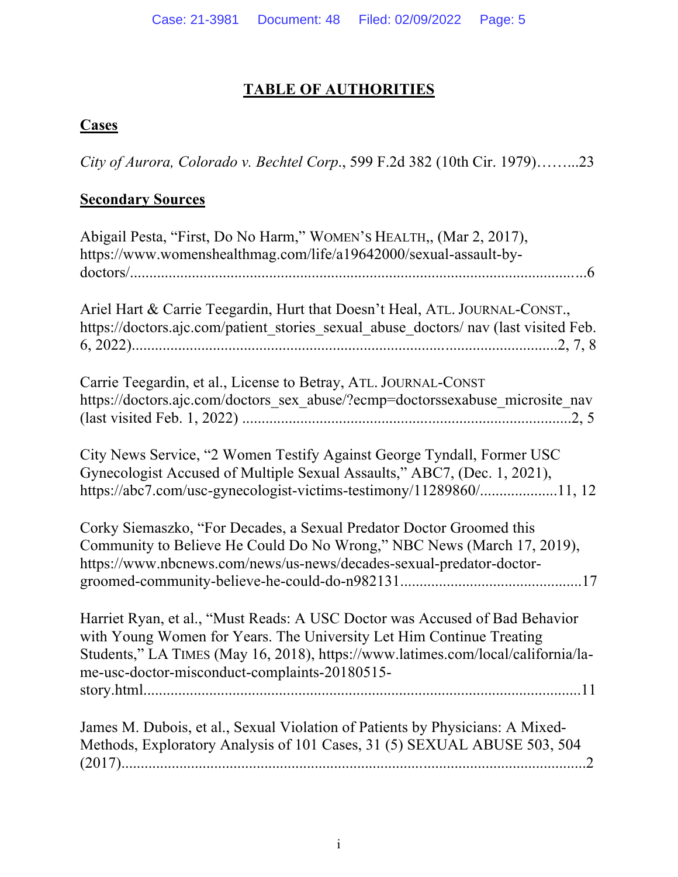# TABLE OF AUTHORITIES

## Cases

*City of Aurora, Colorado v. Bechtel Corp.*, 599 F.2d 382 (10th Cir. 1979)……...23

## Secondary Sources

Abigail Pesta, "First, Do No Harm," WOMEN'S HEALTH,, (Mar 2, 2017), https://www.womenshealthmag.com/life/a19642000/sexual-assault-by-doctors/........................................................................................................6

Ariel Hart & Carrie Teegardin, Hurt that Doesn't Heal, ATL. JOURNAL-CONST., https://doctors.ajc.com/patient_stories_sexual_abuse_doctors/ nav (last visited Feb. 6, 2022)...............................................................................................2, 7, 8

Carrie Teegardin, et al., License to Betray, ATL. JOURNAL-CONST https://doctors.ajc.com/doctors_sex_abuse/?ecmp=doctorssexabuse_microsite_nav (last visited Feb. 1, 2022) .....................................................................................2, 5

City News Service, "2 Women Testify Against George Tyndall, Former USC Gynecologist Accused of Multiple Sexual Assaults," ABC7, (Dec. 1, 2021), https://abc7.com/usc-gynecologist-victims-testimony/11289860/....................11, 12

Corky Siemaszko, "For Decades, a Sexual Predator Doctor Groomed this Community to Believe He Could Do No Wrong," NBC News (March 17, 2019), https://www.nbcnews.com/news/us-news/decades-sexual-predator-doctor-groomed-community-believe-he-could-do-n982131..............................................17

Harriet Ryan, et al., "Must Reads: A USC Doctor was Accused of Bad Behavior with Young Women for Years. The University Let Him Continue Treating Students," LA TIMES (May 16, 2018), https://www.latimes.com/local/california/la-me-usc-doctor-misconduct-complaints-20180515-story.html..................................................................................................11

James M. Dubois, et al., Sexual Violation of Patients by Physicians: A Mixed-Methods, Exploratory Analysis of 101 Cases, 31 (5) SEXUAL ABUSE 503, 504 (2017)........................................................................................................2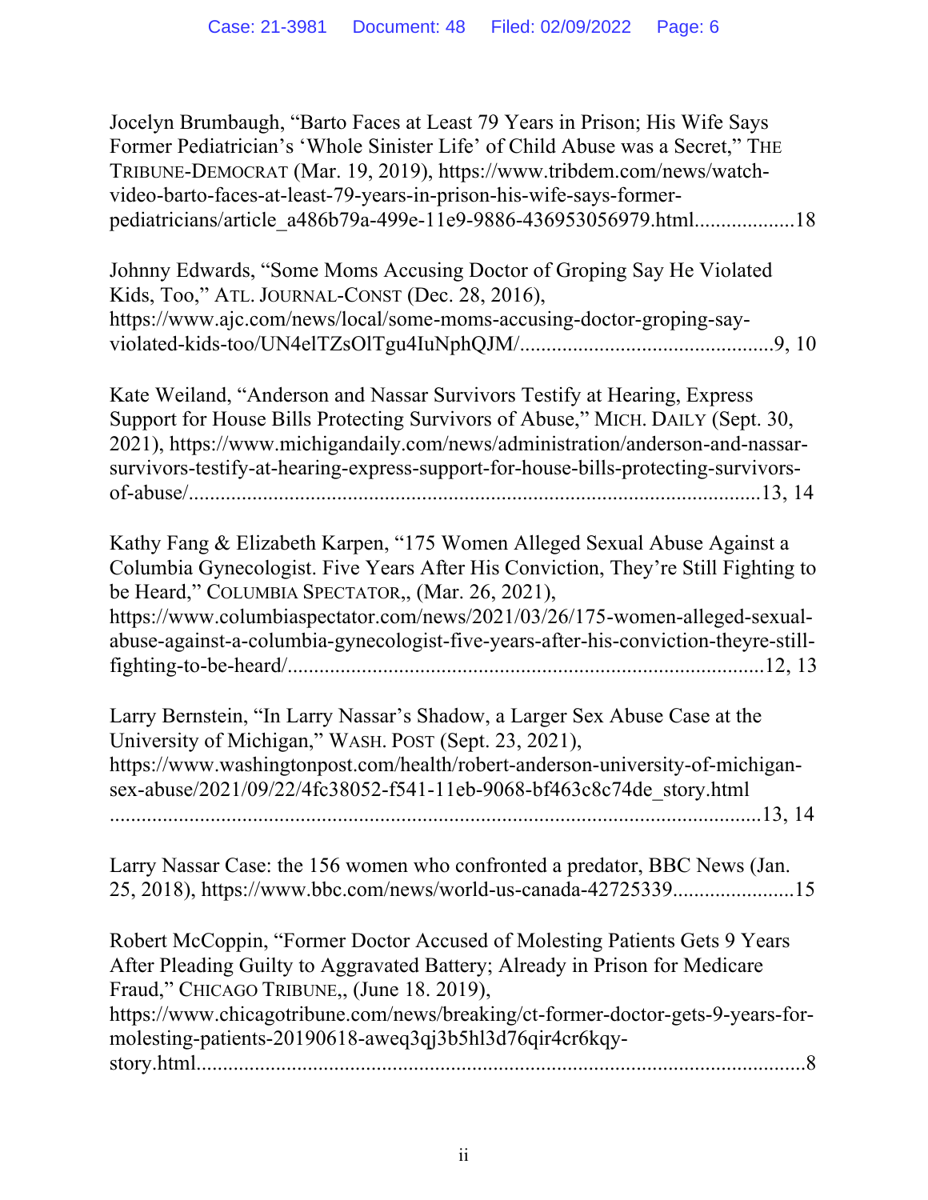Jocelyn Brumbaugh, "Barto Faces at Least 79 Years in Prison; His Wife Says Former Pediatrician's 'Whole Sinister Life' of Child Abuse was a Secret," THE TRIBUNE-DEMOCRAT (Mar. 19, 2019), https://www.tribdem.com/news/watch-video-barto-faces-at-least-79-years-in-prison-his-wife-says-former-pediatricians/article_a486b79a-499e-11e9-9886-436953056979.html..................18

Johnny Edwards, "Some Moms Accusing Doctor of Groping Say He Violated Kids, Too," ATL. JOURNAL-CONST (Dec. 28, 2016), https://www.ajc.com/news/local/some-moms-accusing-doctor-groping-say-violated-kids-too/UN4elTZsOlTgu4IuNphQJM/...............................................9, 10

Kate Weiland, "Anderson and Nassar Survivors Testify at Hearing, Express Support for House Bills Protecting Survivors of Abuse," MICH. DAILY (Sept. 30, 2021), https://www.michigandaily.com/news/administration/anderson-and-nassar-survivors-testify-at-hearing-express-support-for-house-bills-protecting-survivors-of-abuse/..........................................................................................................13, 14

Kathy Fang & Elizabeth Karpen, "175 Women Alleged Sexual Abuse Against a Columbia Gynecologist. Five Years After His Conviction, They're Still Fighting to be Heard," COLUMBIA SPECTATOR,, (Mar. 26, 2021), https://www.columbiaspectator.com/news/2021/03/26/175-women-alleged-sexual-abuse-against-a-columbia-gynecologist-five-years-after-his-conviction-theyre-still-fighting-to-be-heard/........................................................................................12, 13

Larry Bernstein, "In Larry Nassar's Shadow, a Larger Sex Abuse Case at the University of Michigan," WASH. POST (Sept. 23, 2021), https://www.washingtonpost.com/health/robert-anderson-university-of-michigan-sex-abuse/2021/09/22/4fc38052-f541-11eb-9068-bf463c8c74de_story.html ...........................................................................................................................13, 14

Larry Nassar Case: the 156 women who confronted a predator, BBC News (Jan. 25, 2018), https://www.bbc.com/news/world-us-canada-42725339......................15

Robert McCoppin, "Former Doctor Accused of Molesting Patients Gets 9 Years After Pleading Guilty to Aggravated Battery; Already in Prison for Medicare Fraud," CHICAGO TRIBUNE,, (June 18. 2019), https://www.chicagotribune.com/news/breaking/ct-former-doctor-gets-9-years-for-molesting-patients-20190618-aweq3qj3b5hl3d76qir4cr6kqy-story.html................................................................................................................8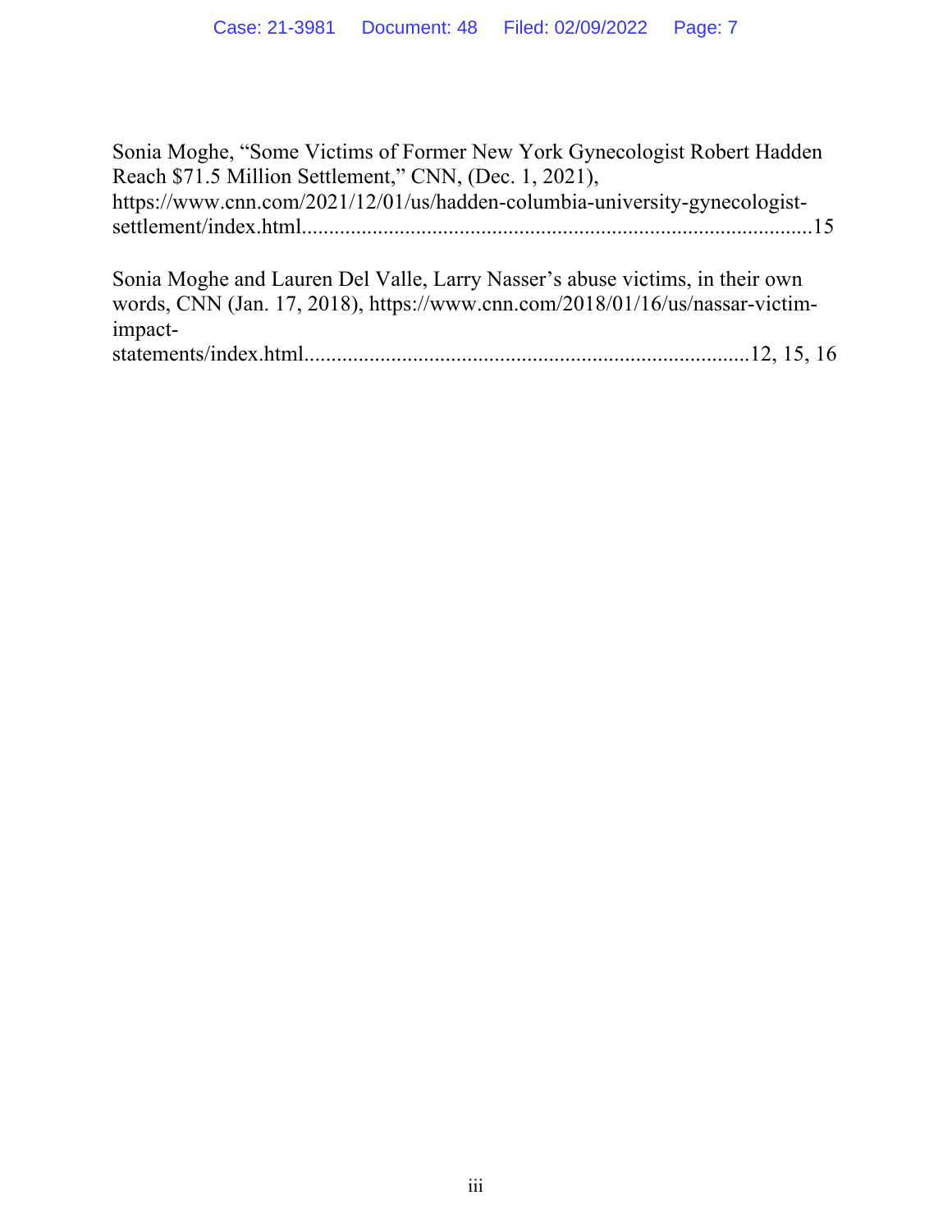Sonia Moghe, "Some Victims of Former New York Gynecologist Robert Hadden Reach $71.5 Million Settlement," CNN, (Dec. 1, 2021), https://www.cnn.com/2021/12/01/us/hadden-columbia-university-gynecologist-settlement/index.html............................................................................................15

Sonia Moghe and Lauren Del Valle, Larry Nasser's abuse victims, in their own words, CNN (Jan. 17, 2018), https://www.cnn.com/2018/01/16/us/nassar-victim-impact-statements/index.html................................................................................12, 15, 16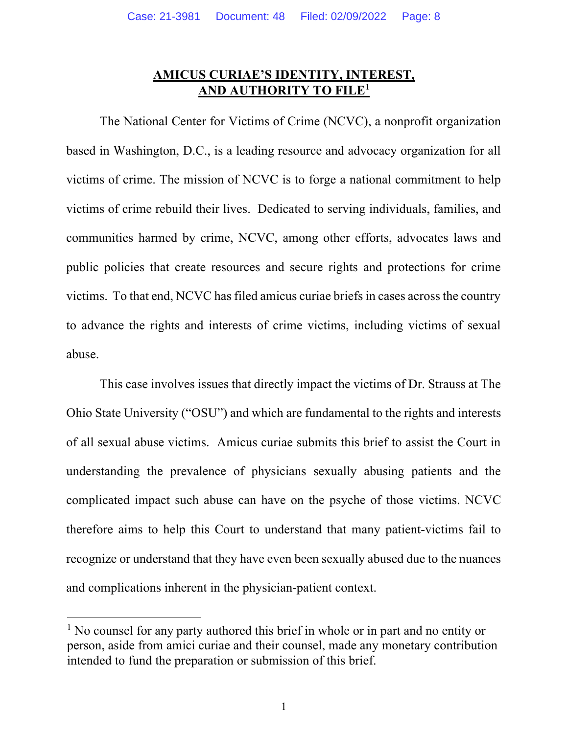## AMICUS CURIAE'S IDENTITY, INTEREST, AND AUTHORITY TO FILE[1]

The National Center for Victims of Crime (NCVC), a nonprofit organization based in Washington, D.C., is a leading resource and advocacy organization for all victims of crime. The mission of NCVC is to forge a national commitment to help victims of crime rebuild their lives. Dedicated to serving individuals, families, and communities harmed by crime, NCVC, among other efforts, advocates laws and public policies that create resources and secure rights and protections for crime victims. To that end, NCVC has filed amicus curiae briefs in cases across the country to advance the rights and interests of crime victims, including victims of sexual abuse.

This case involves issues that directly impact the victims of Dr. Strauss at The Ohio State University ("OSU") and which are fundamental to the rights and interests of all sexual abuse victims. Amicus curiae submits this brief to assist the Court in understanding the prevalence of physicians sexually abusing patients and the complicated impact such abuse can have on the psyche of those victims. NCVC therefore aims to help this Court to understand that many patient-victims fail to recognize or understand that they have even been sexually abused due to the nuances and complications inherent in the physician-patient context.

---

[1] No counsel for any party authored this brief in whole or in part and no entity or person, aside from amici curiae and their counsel, made any monetary contribution intended to fund the preparation or submission of this brief.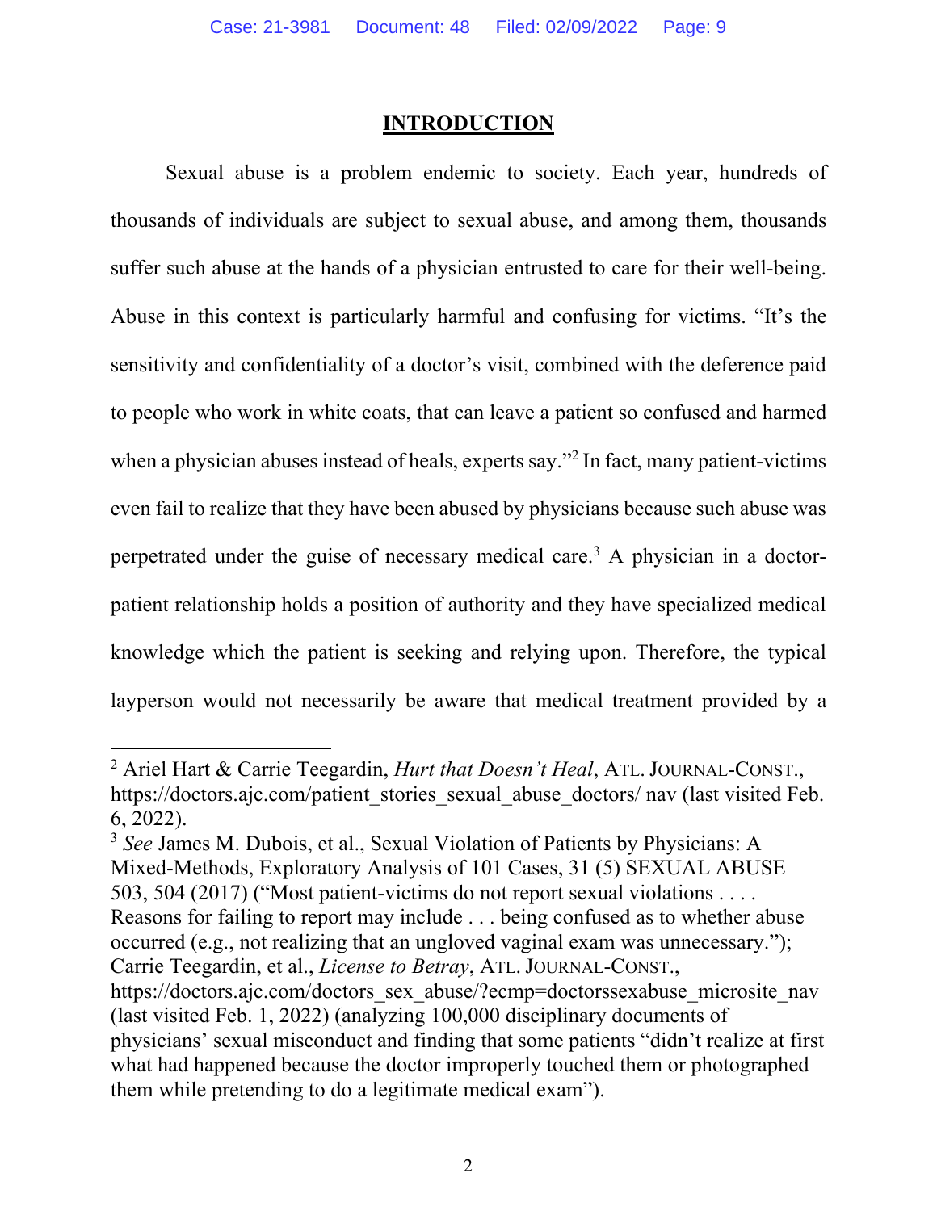## INTRODUCTION

Sexual abuse is a problem endemic to society. Each year, hundreds of thousands of individuals are subject to sexual abuse, and among them, thousands suffer such abuse at the hands of a physician entrusted to care for their well-being. Abuse in this context is particularly harmful and confusing for victims. "It's the sensitivity and confidentiality of a doctor's visit, combined with the deference paid to people who work in white coats, that can leave a patient so confused and harmed when a physician abuses instead of heals, experts say."[2] In fact, many patient-victims even fail to realize that they have been abused by physicians because such abuse was perpetrated under the guise of necessary medical care.[3] A physician in a doctor-patient relationship holds a position of authority and they have specialized medical knowledge which the patient is seeking and relying upon. Therefore, the typical layperson would not necessarily be aware that medical treatment provided by a

---

[2] Ariel Hart & Carrie Teegardin, *Hurt that Doesn't Heal*, ATL. JOURNAL-CONST., https://doctors.ajc.com/patient_stories_sexual_abuse_doctors/ nav (last visited Feb. 6, 2022).

[3] *See* James M. Dubois, et al., Sexual Violation of Patients by Physicians: A Mixed-Methods, Exploratory Analysis of 101 Cases, 31 (5) SEXUAL ABUSE 503, 504 (2017) ("Most patient-victims do not report sexual violations . . . . Reasons for failing to report may include . . . being confused as to whether abuse occurred (e.g., not realizing that an ungloved vaginal exam was unnecessary."); Carrie Teegardin, et al., *License to Betray*, ATL. JOURNAL-CONST., https://doctors.ajc.com/doctors_sex_abuse/?ecmp=doctorssexabuse_microsite_nav (last visited Feb. 1, 2022) (analyzing 100,000 disciplinary documents of physicians' sexual misconduct and finding that some patients "didn't realize at first what had happened because the doctor improperly touched them or photographed them while pretending to do a legitimate medical exam").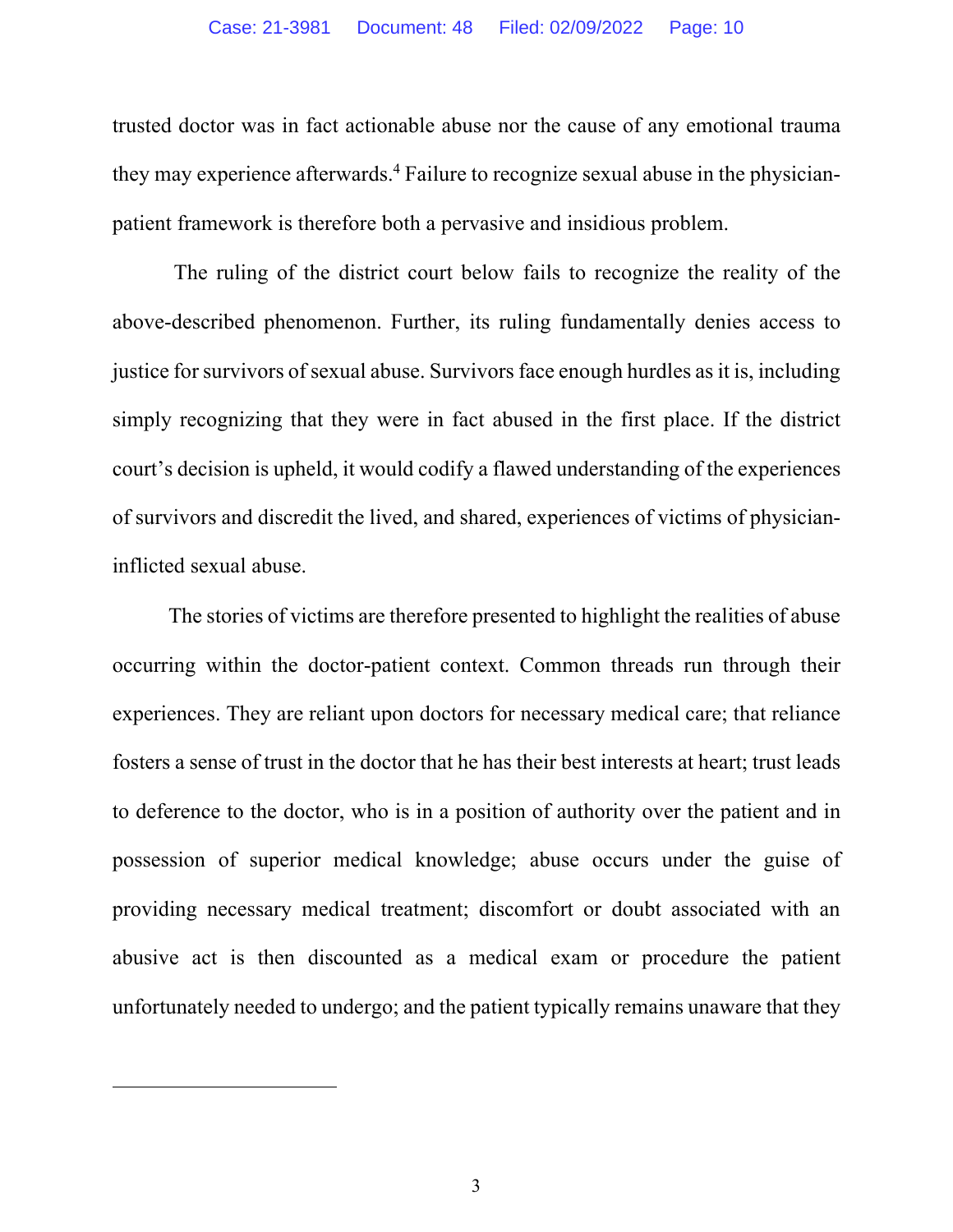trusted doctor was in fact actionable abuse nor the cause of any emotional trauma they may experience afterwards.[4] Failure to recognize sexual abuse in the physician-patient framework is therefore both a pervasive and insidious problem.

The ruling of the district court below fails to recognize the reality of the above-described phenomenon. Further, its ruling fundamentally denies access to justice for survivors of sexual abuse. Survivors face enough hurdles as it is, including simply recognizing that they were in fact abused in the first place. If the district court's decision is upheld, it would codify a flawed understanding of the experiences of survivors and discredit the lived, and shared, experiences of victims of physician-inflicted sexual abuse.

The stories of victims are therefore presented to highlight the realities of abuse occurring within the doctor-patient context. Common threads run through their experiences. They are reliant upon doctors for necessary medical care; that reliance fosters a sense of trust in the doctor that he has their best interests at heart; trust leads to deference to the doctor, who is in a position of authority over the patient and in possession of superior medical knowledge; abuse occurs under the guise of providing necessary medical treatment; discomfort or doubt associated with an abusive act is then discounted as a medical exam or procedure the patient unfortunately needed to undergo; and the patient typically remains unaware that they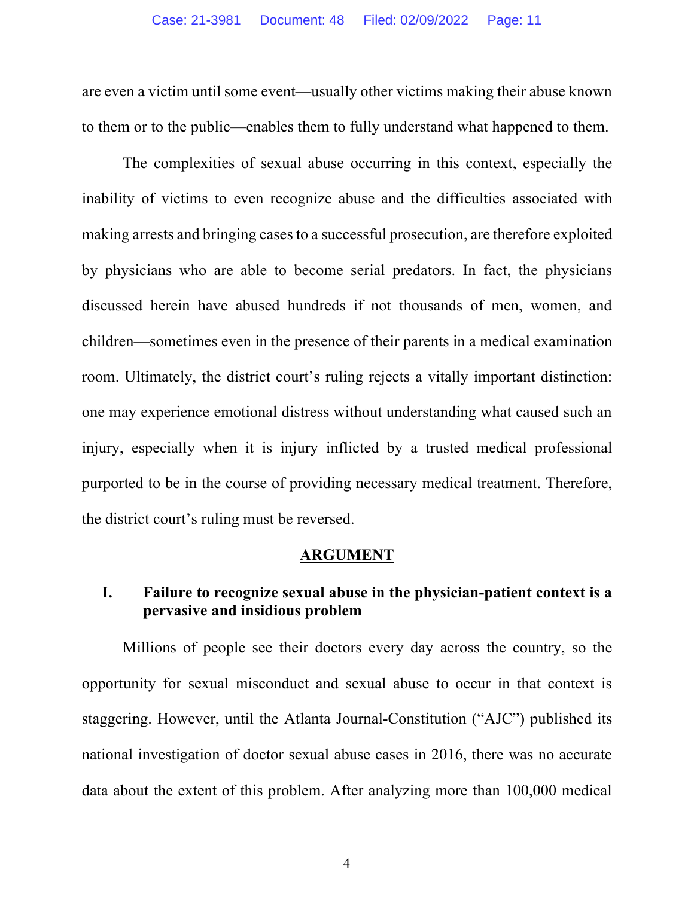are even a victim until some event—usually other victims making their abuse known to them or to the public—enables them to fully understand what happened to them.

The complexities of sexual abuse occurring in this context, especially the inability of victims to even recognize abuse and the difficulties associated with making arrests and bringing cases to a successful prosecution, are therefore exploited by physicians who are able to become serial predators. In fact, the physicians discussed herein have abused hundreds if not thousands of men, women, and children—sometimes even in the presence of their parents in a medical examination room. Ultimately, the district court's ruling rejects a vitally important distinction: one may experience emotional distress without understanding what caused such an injury, especially when it is injury inflicted by a trusted medical professional purported to be in the course of providing necessary medical treatment. Therefore, the district court's ruling must be reversed.

## ARGUMENT

### I. Failure to recognize sexual abuse in the physician-patient context is a pervasive and insidious problem

Millions of people see their doctors every day across the country, so the opportunity for sexual misconduct and sexual abuse to occur in that context is staggering. However, until the Atlanta Journal-Constitution ("AJC") published its national investigation of doctor sexual abuse cases in 2016, there was no accurate data about the extent of this problem. After analyzing more than 100,000 medical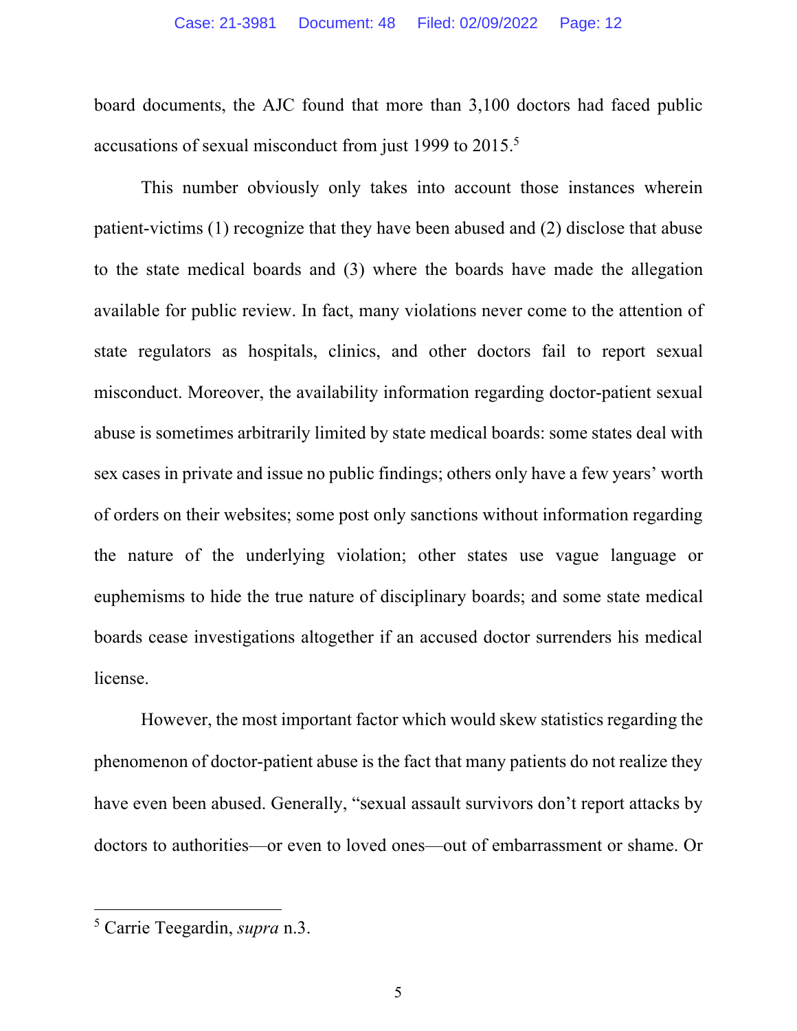board documents, the AJC found that more than 3,100 doctors had faced public accusations of sexual misconduct from just 1999 to 2015.[5]

This number obviously only takes into account those instances wherein patient-victims (1) recognize that they have been abused and (2) disclose that abuse to the state medical boards and (3) where the boards have made the allegation available for public review. In fact, many violations never come to the attention of state regulators as hospitals, clinics, and other doctors fail to report sexual misconduct. Moreover, the availability information regarding doctor-patient sexual abuse is sometimes arbitrarily limited by state medical boards: some states deal with sex cases in private and issue no public findings; others only have a few years' worth of orders on their websites; some post only sanctions without information regarding the nature of the underlying violation; other states use vague language or euphemisms to hide the true nature of disciplinary boards; and some state medical boards cease investigations altogether if an accused doctor surrenders his medical license.

However, the most important factor which would skew statistics regarding the phenomenon of doctor-patient abuse is the fact that many patients do not realize they have even been abused. Generally, "sexual assault survivors don't report attacks by doctors to authorities—or even to loved ones—out of embarrassment or shame. Or

---

[5] Carrie Teegardin, *supra* n.3.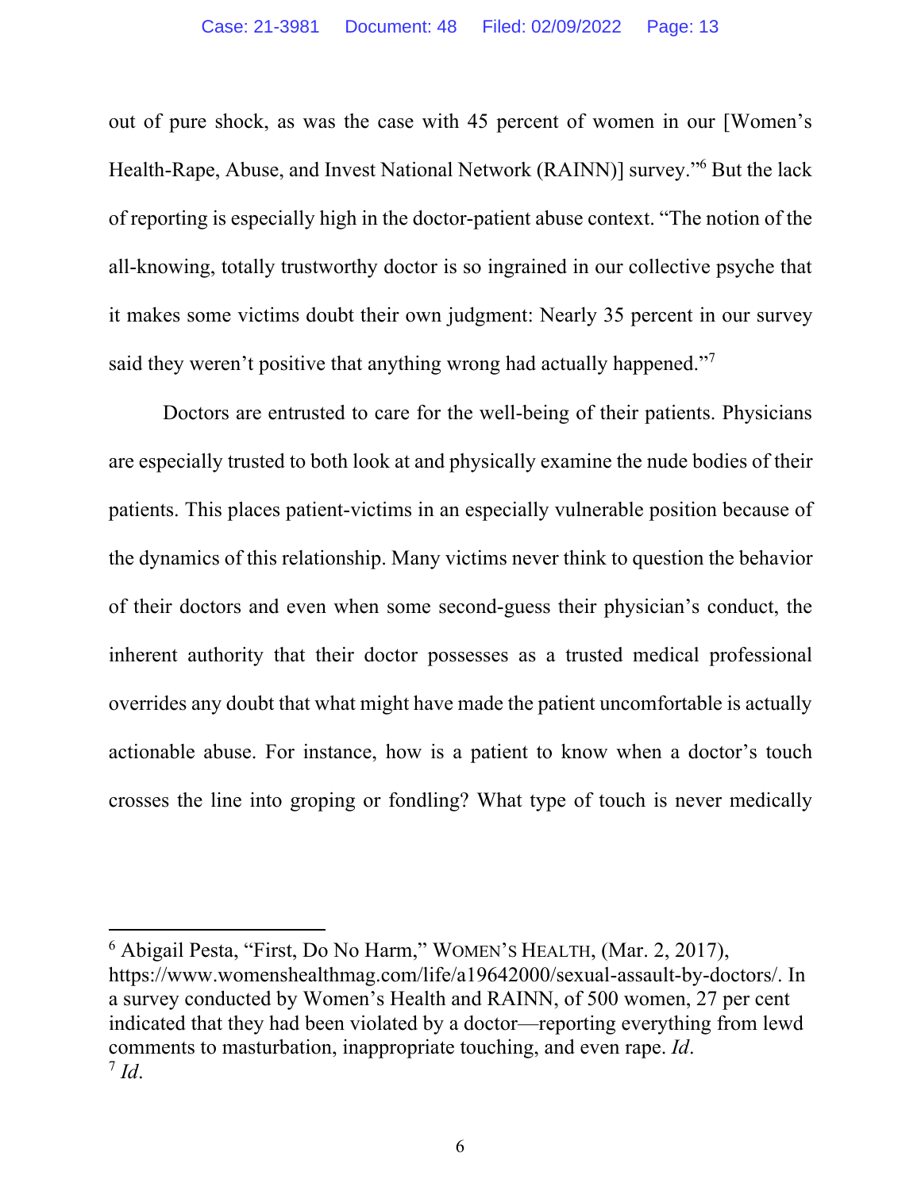out of pure shock, as was the case with 45 percent of women in our [Women's Health-Rape, Abuse, and Invest National Network (RAINN)] survey."[6] But the lack of reporting is especially high in the doctor-patient abuse context. "The notion of the all-knowing, totally trustworthy doctor is so ingrained in our collective psyche that it makes some victims doubt their own judgment: Nearly 35 percent in our survey said they weren't positive that anything wrong had actually happened."[7]

Doctors are entrusted to care for the well-being of their patients. Physicians are especially trusted to both look at and physically examine the nude bodies of their patients. This places patient-victims in an especially vulnerable position because of the dynamics of this relationship. Many victims never think to question the behavior of their doctors and even when some second-guess their physician's conduct, the inherent authority that their doctor possesses as a trusted medical professional overrides any doubt that what might have made the patient uncomfortable is actually actionable abuse. For instance, how is a patient to know when a doctor's touch crosses the line into groping or fondling? What type of touch is never medically

---

[6] Abigail Pesta, "First, Do No Harm," WOMEN'S HEALTH, (Mar. 2, 2017), https://www.womenshealthmag.com/life/a19642000/sexual-assault-by-doctors/. In a survey conducted by Women's Health and RAINN, of 500 women, 27 per cent indicated that they had been violated by a doctor—reporting everything from lewd comments to masturbation, inappropriate touching, and even rape. *Id*.

[7] *Id*.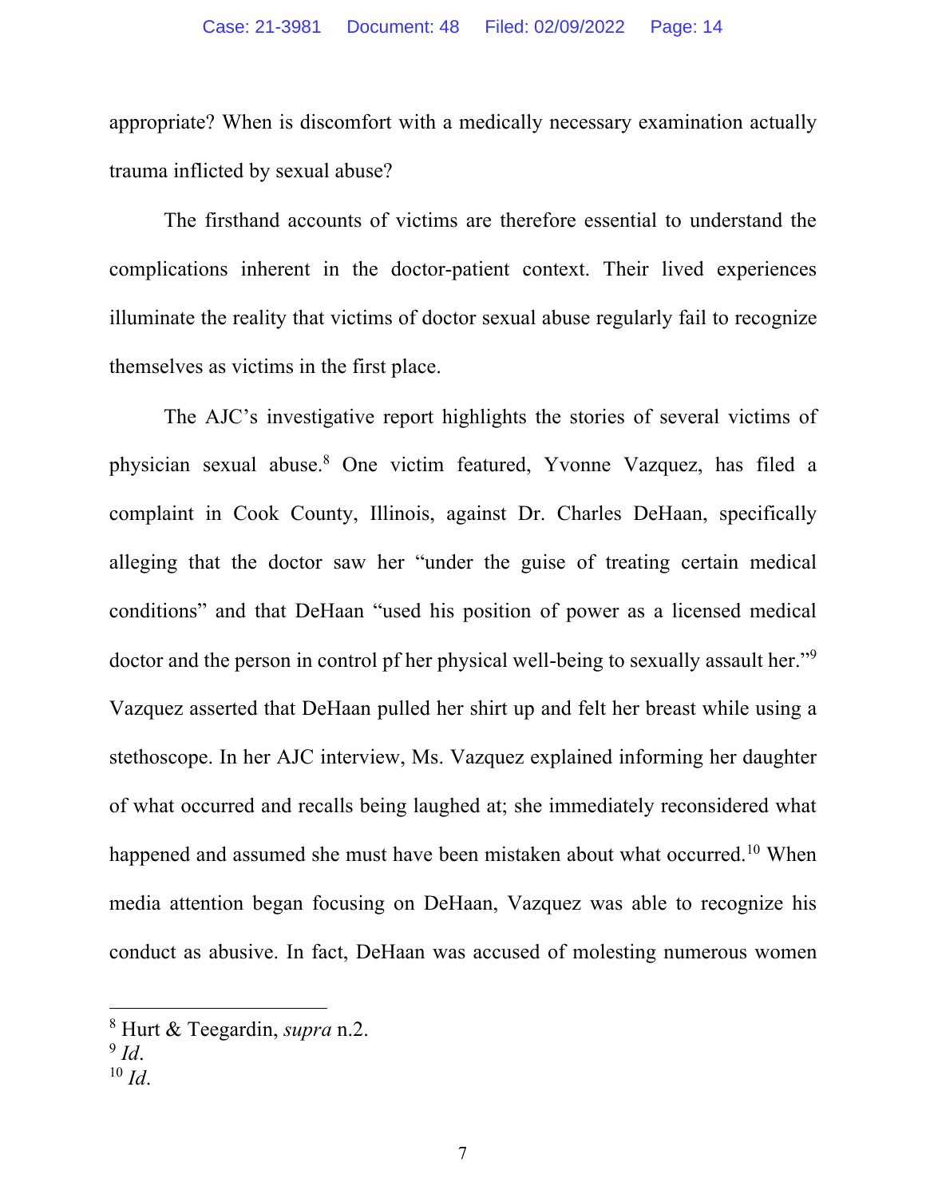appropriate? When is discomfort with a medically necessary examination actually trauma inflicted by sexual abuse?

The firsthand accounts of victims are therefore essential to understand the complications inherent in the doctor-patient context. Their lived experiences illuminate the reality that victims of doctor sexual abuse regularly fail to recognize themselves as victims in the first place.

The AJC's investigative report highlights the stories of several victims of physician sexual abuse.[8] One victim featured, Yvonne Vazquez, has filed a complaint in Cook County, Illinois, against Dr. Charles DeHaan, specifically alleging that the doctor saw her "under the guise of treating certain medical conditions" and that DeHaan "used his position of power as a licensed medical doctor and the person in control pf her physical well-being to sexually assault her."[9] Vazquez asserted that DeHaan pulled her shirt up and felt her breast while using a stethoscope. In her AJC interview, Ms. Vazquez explained informing her daughter of what occurred and recalls being laughed at; she immediately reconsidered what happened and assumed she must have been mistaken about what occurred.[10] When media attention began focusing on DeHaan, Vazquez was able to recognize his conduct as abusive. In fact, DeHaan was accused of molesting numerous women

---

[8] Hurt & Teegardin, *supra* n.2.

[9] *Id*.

[10] *Id*.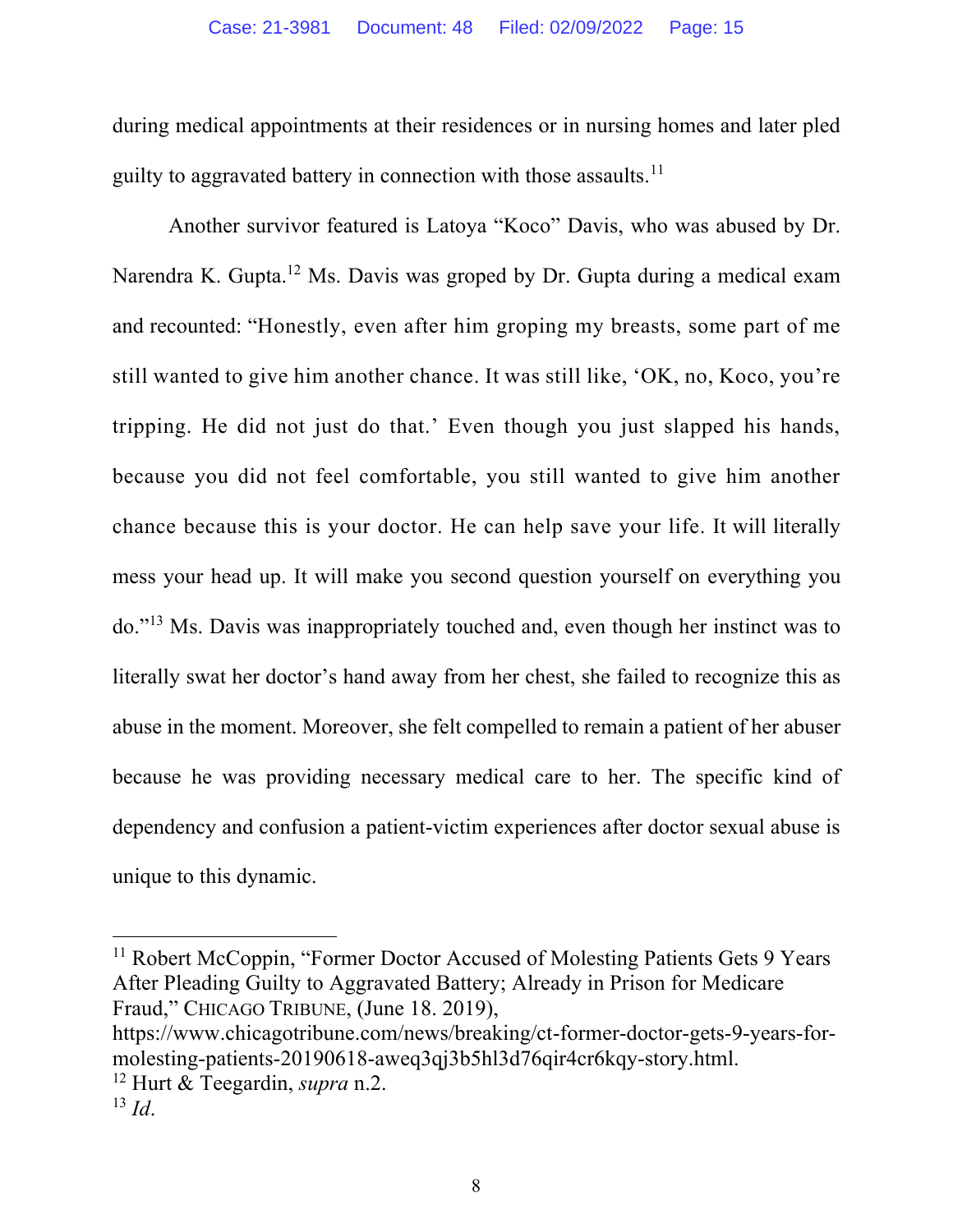during medical appointments at their residences or in nursing homes and later pled guilty to aggravated battery in connection with those assaults.[11]

Another survivor featured is Latoya "Koco" Davis, who was abused by Dr. Narendra K. Gupta.[12] Ms. Davis was groped by Dr. Gupta during a medical exam and recounted: "Honestly, even after him groping my breasts, some part of me still wanted to give him another chance. It was still like, 'OK, no, Koco, you're tripping. He did not just do that.' Even though you just slapped his hands, because you did not feel comfortable, you still wanted to give him another chance because this is your doctor. He can help save your life. It will literally mess your head up. It will make you second question yourself on everything you do."[13] Ms. Davis was inappropriately touched and, even though her instinct was to literally swat her doctor's hand away from her chest, she failed to recognize this as abuse in the moment. Moreover, she felt compelled to remain a patient of her abuser because he was providing necessary medical care to her. The specific kind of dependency and confusion a patient-victim experiences after doctor sexual abuse is unique to this dynamic.

---

[11] Robert McCoppin, "Former Doctor Accused of Molesting Patients Gets 9 Years After Pleading Guilty to Aggravated Battery; Already in Prison for Medicare Fraud," CHICAGO TRIBUNE, (June 18. 2019), https://www.chicagotribune.com/news/breaking/ct-former-doctor-gets-9-years-for-molesting-patients-20190618-aweq3qj3b5hl3d76qir4cr6kqy-story.html.

[12] Hurt & Teegardin, *supra* n.2.

[13] *Id*.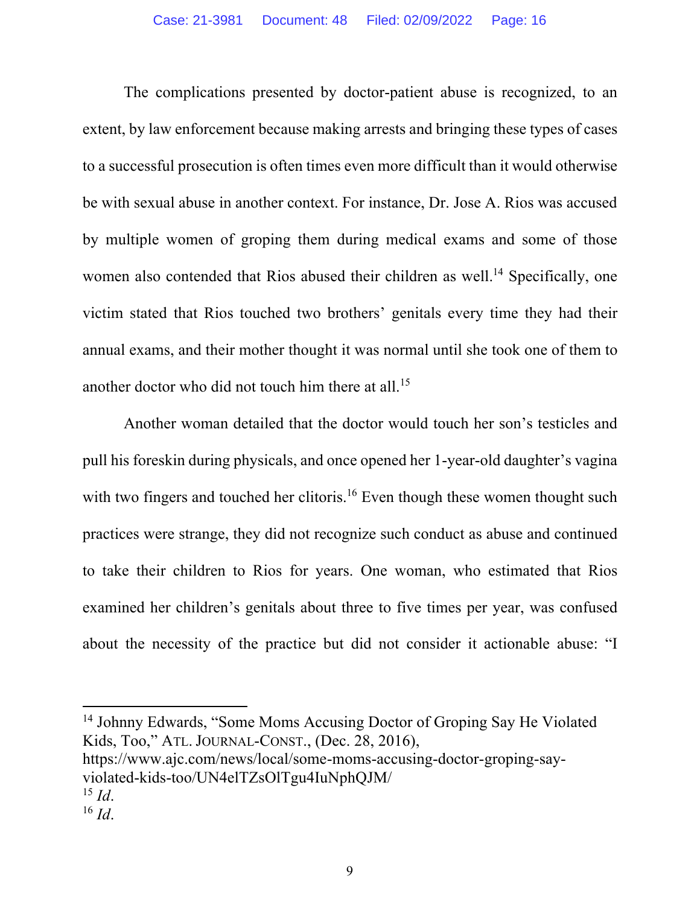The complications presented by doctor-patient abuse is recognized, to an extent, by law enforcement because making arrests and bringing these types of cases to a successful prosecution is often times even more difficult than it would otherwise be with sexual abuse in another context. For instance, Dr. Jose A. Rios was accused by multiple women of groping them during medical exams and some of those women also contended that Rios abused their children as well.[14] Specifically, one victim stated that Rios touched two brothers' genitals every time they had their annual exams, and their mother thought it was normal until she took one of them to another doctor who did not touch him there at all.[15]

Another woman detailed that the doctor would touch her son's testicles and pull his foreskin during physicals, and once opened her 1-year-old daughter's vagina with two fingers and touched her clitoris.[16] Even though these women thought such practices were strange, they did not recognize such conduct as abuse and continued to take their children to Rios for years. One woman, who estimated that Rios examined her children's genitals about three to five times per year, was confused about the necessity of the practice but did not consider it actionable abuse: "I

---

[14] Johnny Edwards, "Some Moms Accusing Doctor of Groping Say He Violated Kids, Too," ATL. JOURNAL-CONST., (Dec. 28, 2016), https://www.ajc.com/news/local/some-moms-accusing-doctor-groping-say-violated-kids-too/UN4elTZsOlTgu4IuNphQJM/

[15] *Id*.

[16] *Id*.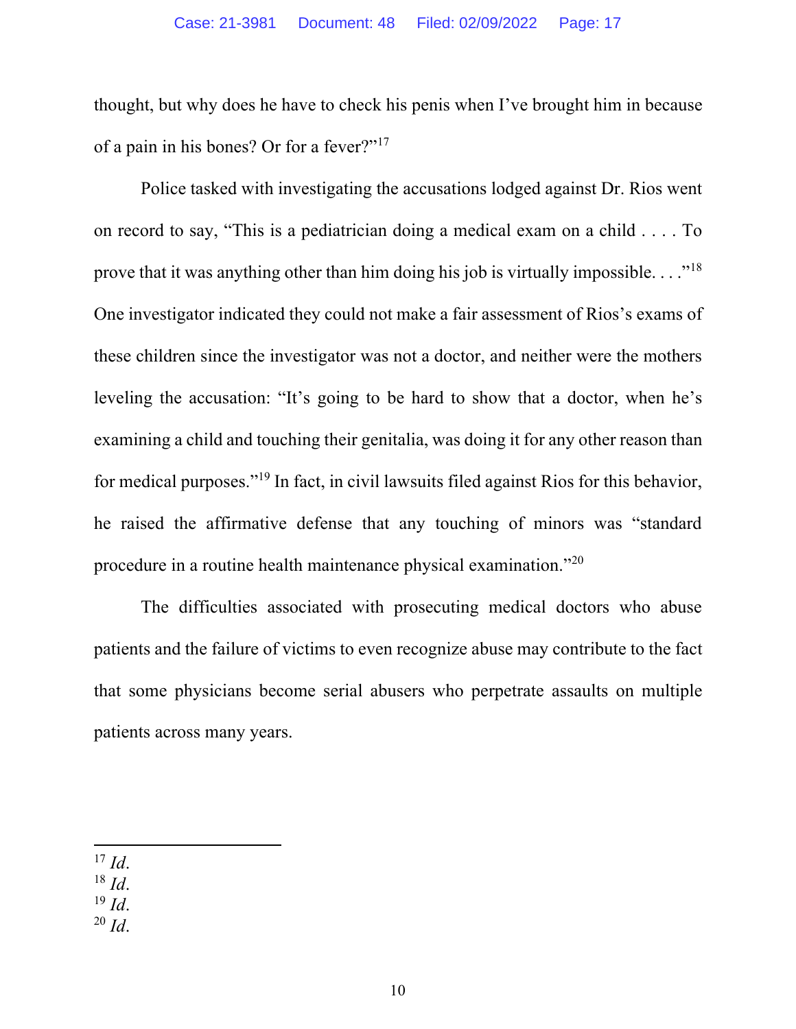thought, but why does he have to check his penis when I've brought him in because of a pain in his bones? Or for a fever?"[17]

Police tasked with investigating the accusations lodged against Dr. Rios went on record to say, "This is a pediatrician doing a medical exam on a child . . . . To prove that it was anything other than him doing his job is virtually impossible. . . ."[18] One investigator indicated they could not make a fair assessment of Rios's exams of these children since the investigator was not a doctor, and neither were the mothers leveling the accusation: "It's going to be hard to show that a doctor, when he's examining a child and touching their genitalia, was doing it for any other reason than for medical purposes."[19] In fact, in civil lawsuits filed against Rios for this behavior, he raised the affirmative defense that any touching of minors was "standard procedure in a routine health maintenance physical examination."[20]

The difficulties associated with prosecuting medical doctors who abuse patients and the failure of victims to even recognize abuse may contribute to the fact that some physicians become serial abusers who perpetrate assaults on multiple patients across many years.

---

[17] *Id*.

[18] *Id*.

[19] *Id*.

[20] *Id*.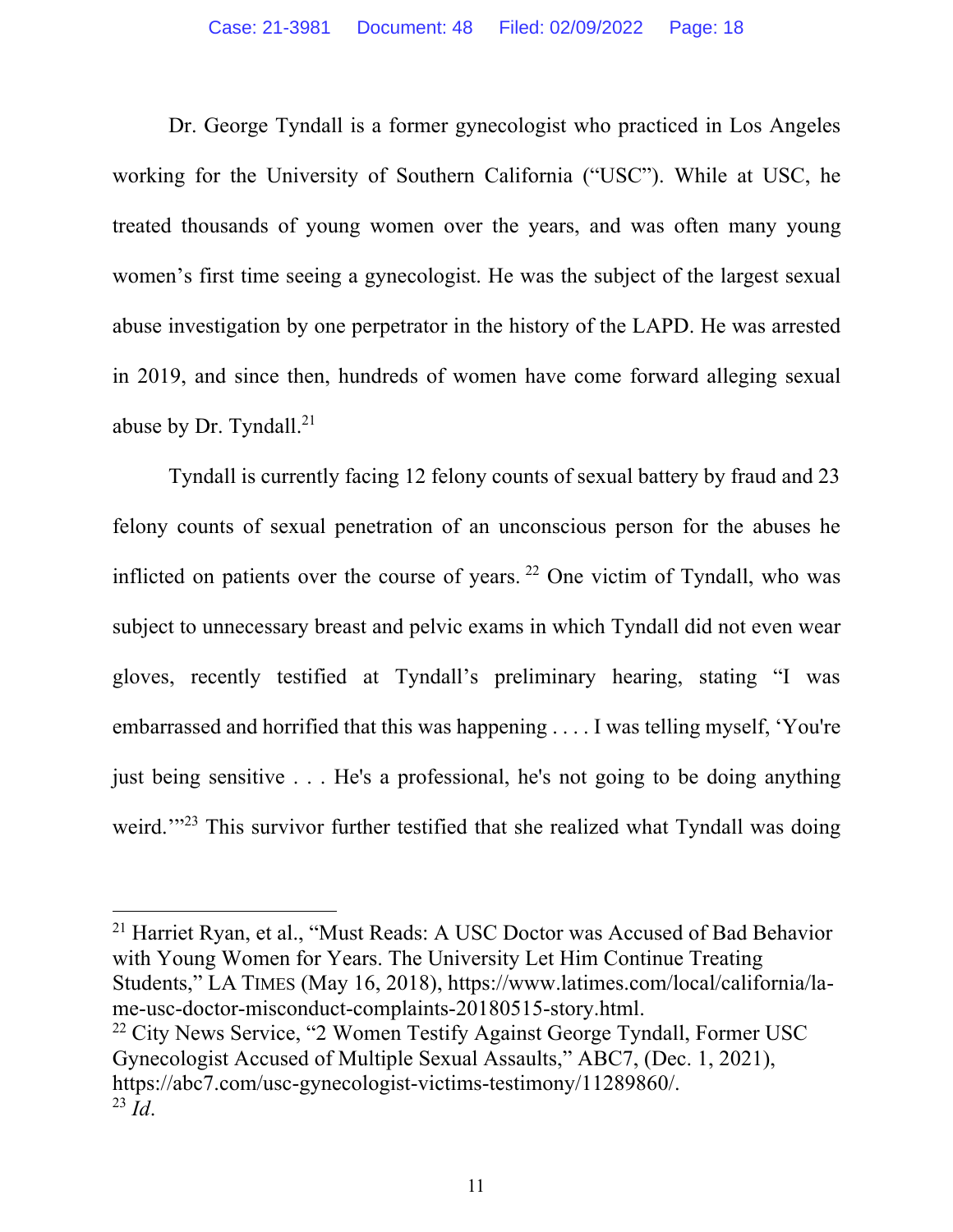Dr. George Tyndall is a former gynecologist who practiced in Los Angeles working for the University of Southern California ("USC"). While at USC, he treated thousands of young women over the years, and was often many young women's first time seeing a gynecologist. He was the subject of the largest sexual abuse investigation by one perpetrator in the history of the LAPD. He was arrested in 2019, and since then, hundreds of women have come forward alleging sexual abuse by Dr. Tyndall.[21]

Tyndall is currently facing 12 felony counts of sexual battery by fraud and 23 felony counts of sexual penetration of an unconscious person for the abuses he inflicted on patients over the course of years.[22] One victim of Tyndall, who was subject to unnecessary breast and pelvic exams in which Tyndall did not even wear gloves, recently testified at Tyndall's preliminary hearing, stating "I was embarrassed and horrified that this was happening . . . . I was telling myself, 'You're just being sensitive . . . He's a professional, he's not going to be doing anything weird.'"[23] This survivor further testified that she realized what Tyndall was doing

---

[21] Harriet Ryan, et al., "Must Reads: A USC Doctor was Accused of Bad Behavior with Young Women for Years. The University Let Him Continue Treating Students," LA TIMES (May 16, 2018), https://www.latimes.com/local/california/la-me-usc-doctor-misconduct-complaints-20180515-story.html.

[22] City News Service, "2 Women Testify Against George Tyndall, Former USC Gynecologist Accused of Multiple Sexual Assaults," ABC7, (Dec. 1, 2021), https://abc7.com/usc-gynecologist-victims-testimony/11289860/.

[23] *Id*.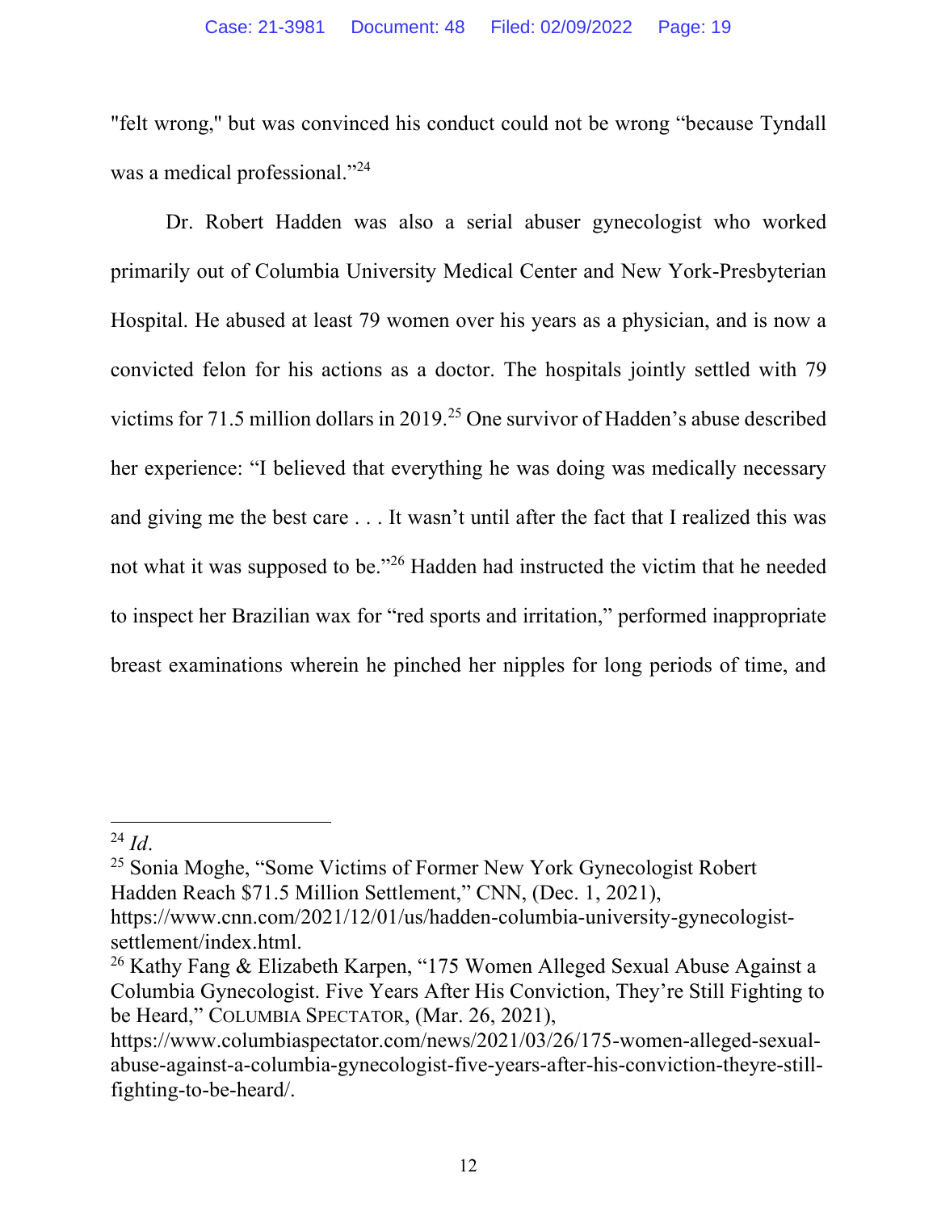"felt wrong," but was convinced his conduct could not be wrong "because Tyndall was a medical professional."[24]

Dr. Robert Hadden was also a serial abuser gynecologist who worked primarily out of Columbia University Medical Center and New York-Presbyterian Hospital. He abused at least 79 women over his years as a physician, and is now a convicted felon for his actions as a doctor. The hospitals jointly settled with 79 victims for 71.5 million dollars in 2019.[25] One survivor of Hadden's abuse described her experience: "I believed that everything he was doing was medically necessary and giving me the best care . . . It wasn't until after the fact that I realized this was not what it was supposed to be."[26] Hadden had instructed the victim that he needed to inspect her Brazilian wax for "red sports and irritation," performed inappropriate breast examinations wherein he pinched her nipples for long periods of time, and

---

[24] *Id*.

[25] Sonia Moghe, "Some Victims of Former New York Gynecologist Robert Hadden Reach $71.5 Million Settlement," CNN, (Dec. 1, 2021), https://www.cnn.com/2021/12/01/us/hadden-columbia-university-gynecologist-settlement/index.html.

[26] Kathy Fang & Elizabeth Karpen, "175 Women Alleged Sexual Abuse Against a Columbia Gynecologist. Five Years After His Conviction, They're Still Fighting to be Heard," COLUMBIA SPECTATOR, (Mar. 26, 2021), https://www.columbiaspectator.com/news/2021/03/26/175-women-alleged-sexual-abuse-against-a-columbia-gynecologist-five-years-after-his-conviction-theyre-still-fighting-to-be-heard/.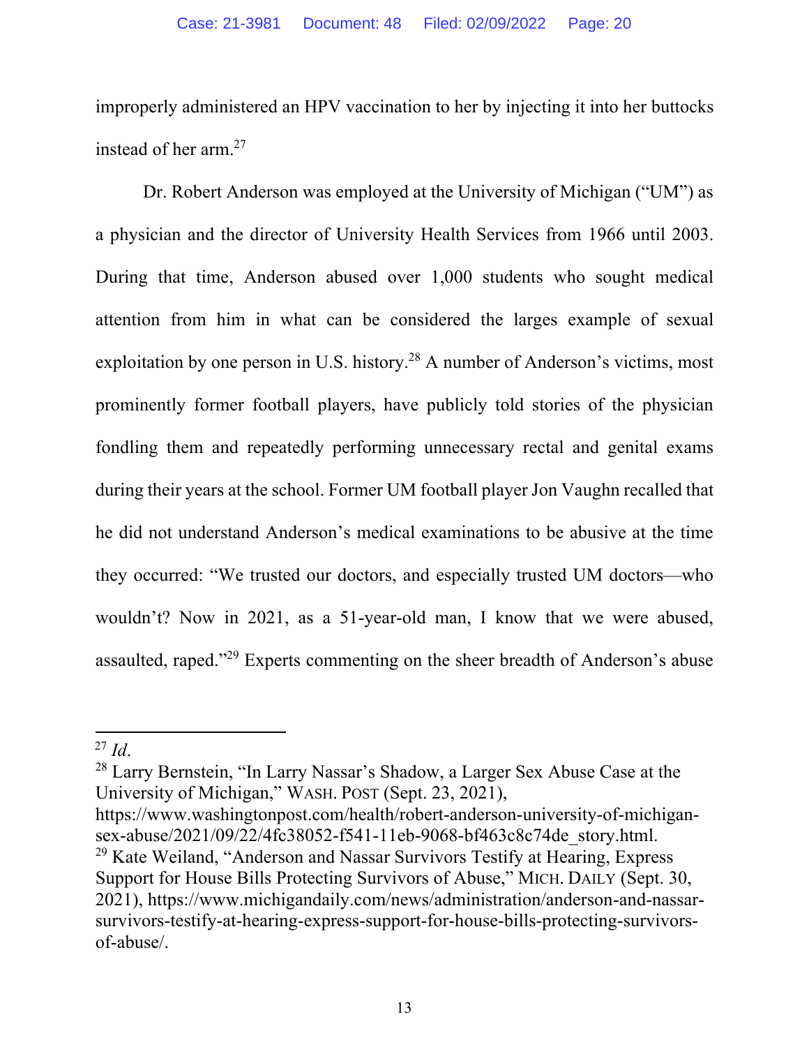improperly administered an HPV vaccination to her by injecting it into her buttocks instead of her arm.[27]

Dr. Robert Anderson was employed at the University of Michigan ("UM") as a physician and the director of University Health Services from 1966 until 2003. During that time, Anderson abused over 1,000 students who sought medical attention from him in what can be considered the larges example of sexual exploitation by one person in U.S. history.[28] A number of Anderson's victims, most prominently former football players, have publicly told stories of the physician fondling them and repeatedly performing unnecessary rectal and genital exams during their years at the school. Former UM football player Jon Vaughn recalled that he did not understand Anderson's medical examinations to be abusive at the time they occurred: "We trusted our doctors, and especially trusted UM doctors—who wouldn't? Now in 2021, as a 51-year-old man, I know that we were abused, assaulted, raped."[29] Experts commenting on the sheer breadth of Anderson's abuse

---

[27] *Id*.

[28] Larry Bernstein, "In Larry Nassar's Shadow, a Larger Sex Abuse Case at the University of Michigan," WASH. POST (Sept. 23, 2021), https://www.washingtonpost.com/health/robert-anderson-university-of-michigan-sex-abuse/2021/09/22/4fc38052-f541-11eb-9068-bf463c8c74de_story.html.

[29] Kate Weiland, "Anderson and Nassar Survivors Testify at Hearing, Express Support for House Bills Protecting Survivors of Abuse," MICH. DAILY (Sept. 30, 2021), https://www.michigandaily.com/news/administration/anderson-and-nassar-survivors-testify-at-hearing-express-support-for-house-bills-protecting-survivors-of-abuse/.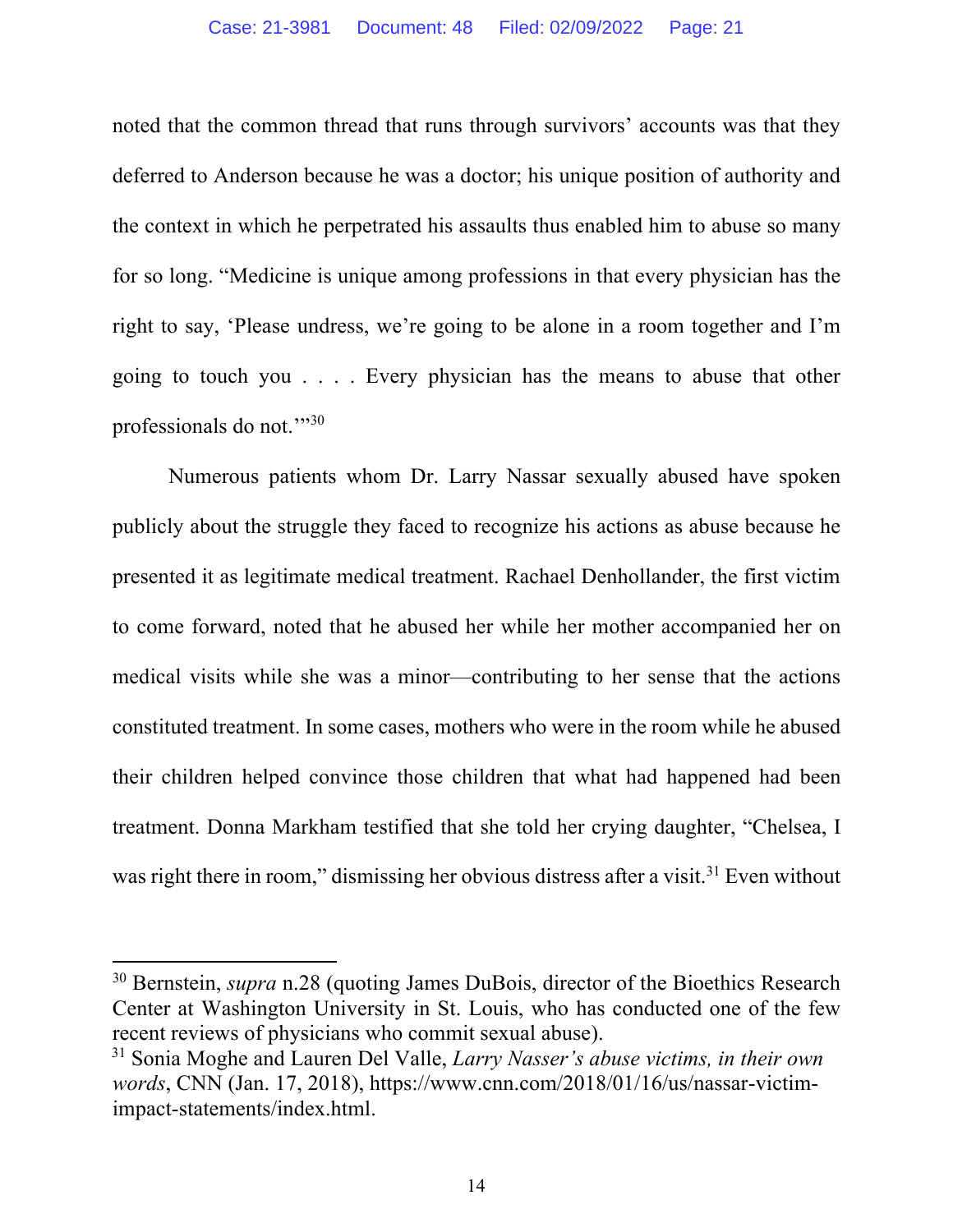noted that the common thread that runs through survivors' accounts was that they deferred to Anderson because he was a doctor; his unique position of authority and the context in which he perpetrated his assaults thus enabled him to abuse so many for so long. "Medicine is unique among professions in that every physician has the right to say, 'Please undress, we're going to be alone in a room together and I'm going to touch you . . . . Every physician has the means to abuse that other professionals do not.'"[30]

Numerous patients whom Dr. Larry Nassar sexually abused have spoken publicly about the struggle they faced to recognize his actions as abuse because he presented it as legitimate medical treatment. Rachael Denhollander, the first victim to come forward, noted that he abused her while her mother accompanied her on medical visits while she was a minor—contributing to her sense that the actions constituted treatment. In some cases, mothers who were in the room while he abused their children helped convince those children that what had happened had been treatment. Donna Markham testified that she told her crying daughter, "Chelsea, I was right there in room," dismissing her obvious distress after a visit.[31] Even without

---

[30] Bernstein, *supra* n.28 (quoting James DuBois, director of the Bioethics Research Center at Washington University in St. Louis, who has conducted one of the few recent reviews of physicians who commit sexual abuse).

[31] Sonia Moghe and Lauren Del Valle, *Larry Nasser's abuse victims, in their own words*, CNN (Jan. 17, 2018), https://www.cnn.com/2018/01/16/us/nassar-victim-impact-statements/index.html.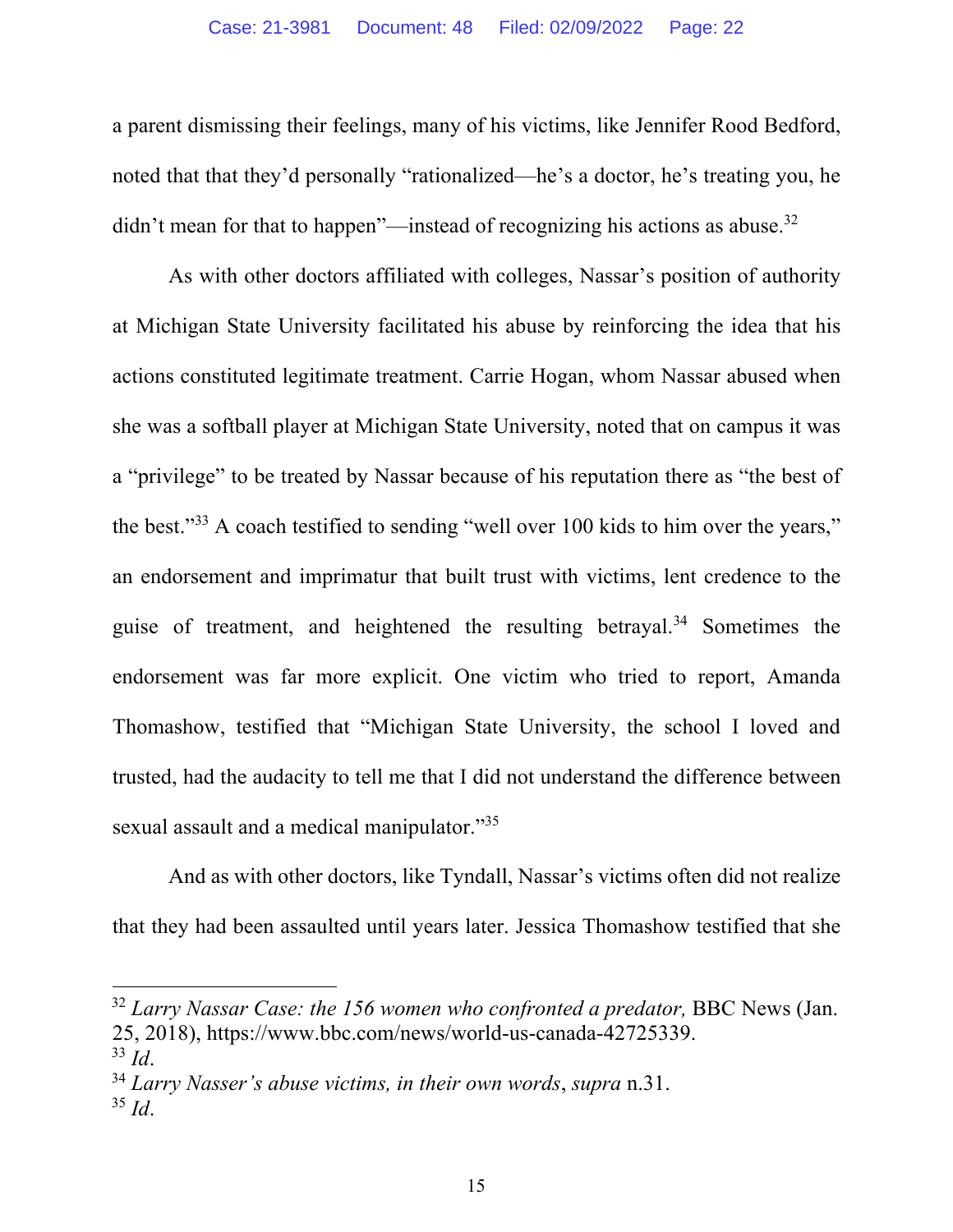a parent dismissing their feelings, many of his victims, like Jennifer Rood Bedford, noted that that they'd personally "rationalized—he's a doctor, he's treating you, he didn't mean for that to happen"—instead of recognizing his actions as abuse.[32]

As with other doctors affiliated with colleges, Nassar's position of authority at Michigan State University facilitated his abuse by reinforcing the idea that his actions constituted legitimate treatment. Carrie Hogan, whom Nassar abused when she was a softball player at Michigan State University, noted that on campus it was a "privilege" to be treated by Nassar because of his reputation there as "the best of the best."[33] A coach testified to sending "well over 100 kids to him over the years," an endorsement and imprimatur that built trust with victims, lent credence to the guise of treatment, and heightened the resulting betrayal.[34] Sometimes the endorsement was far more explicit. One victim who tried to report, Amanda Thomashow, testified that "Michigan State University, the school I loved and trusted, had the audacity to tell me that I did not understand the difference between sexual assault and a medical manipulator."[35]

And as with other doctors, like Tyndall, Nassar's victims often did not realize that they had been assaulted until years later. Jessica Thomashow testified that she

---

[32] *Larry Nassar Case: the 156 women who confronted a predator,* BBC News (Jan. 25, 2018), https://www.bbc.com/news/world-us-canada-42725339.

[33] *Id*.

[34] *Larry Nasser's abuse victims, in their own words*, *supra* n.31.

[35] *Id*.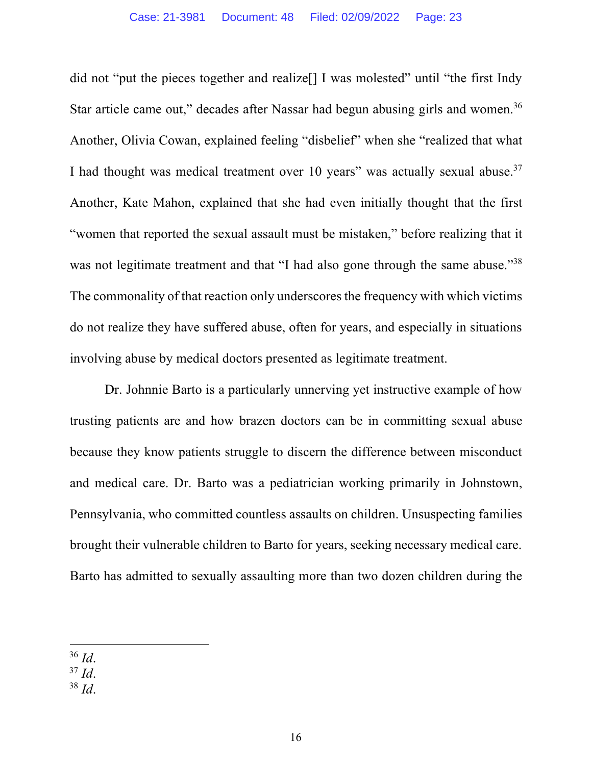did not "put the pieces together and realize[] I was molested" until "the first Indy Star article came out," decades after Nassar had begun abusing girls and women.[36] Another, Olivia Cowan, explained feeling "disbelief" when she "realized that what I had thought was medical treatment over 10 years" was actually sexual abuse.[37] Another, Kate Mahon, explained that she had even initially thought that the first "women that reported the sexual assault must be mistaken," before realizing that it was not legitimate treatment and that "I had also gone through the same abuse."[38] The commonality of that reaction only underscores the frequency with which victims do not realize they have suffered abuse, often for years, and especially in situations involving abuse by medical doctors presented as legitimate treatment.

Dr. Johnnie Barto is a particularly unnerving yet instructive example of how trusting patients are and how brazen doctors can be in committing sexual abuse because they know patients struggle to discern the difference between misconduct and medical care. Dr. Barto was a pediatrician working primarily in Johnstown, Pennsylvania, who committed countless assaults on children. Unsuspecting families brought their vulnerable children to Barto for years, seeking necessary medical care. Barto has admitted to sexually assaulting more than two dozen children during the

---

[36] *Id.*

[37] *Id.*

[38] *Id.*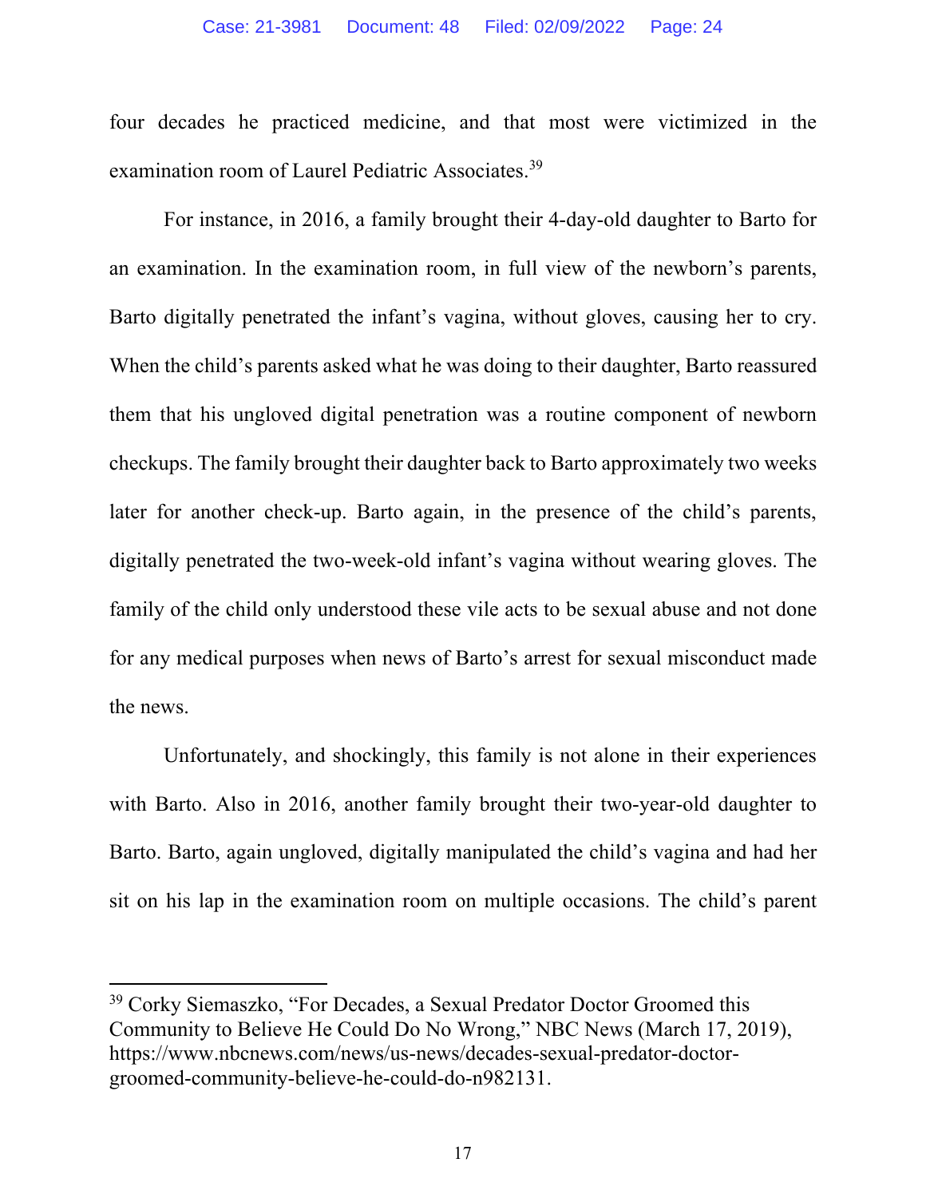four decades he practiced medicine, and that most were victimized in the examination room of Laurel Pediatric Associates.[39]

For instance, in 2016, a family brought their 4-day-old daughter to Barto for an examination. In the examination room, in full view of the newborn's parents, Barto digitally penetrated the infant's vagina, without gloves, causing her to cry. When the child's parents asked what he was doing to their daughter, Barto reassured them that his ungloved digital penetration was a routine component of newborn checkups. The family brought their daughter back to Barto approximately two weeks later for another check-up. Barto again, in the presence of the child's parents, digitally penetrated the two-week-old infant's vagina without wearing gloves. The family of the child only understood these vile acts to be sexual abuse and not done for any medical purposes when news of Barto's arrest for sexual misconduct made the news.

Unfortunately, and shockingly, this family is not alone in their experiences with Barto. Also in 2016, another family brought their two-year-old daughter to Barto. Barto, again ungloved, digitally manipulated the child's vagina and had her sit on his lap in the examination room on multiple occasions. The child's parent

[39] Corky Siemaszko, "For Decades, a Sexual Predator Doctor Groomed this Community to Believe He Could Do No Wrong," NBC News (March 17, 2019), https://www.nbcnews.com/news/us-news/decades-sexual-predator-doctor-groomed-community-believe-he-could-do-n982131.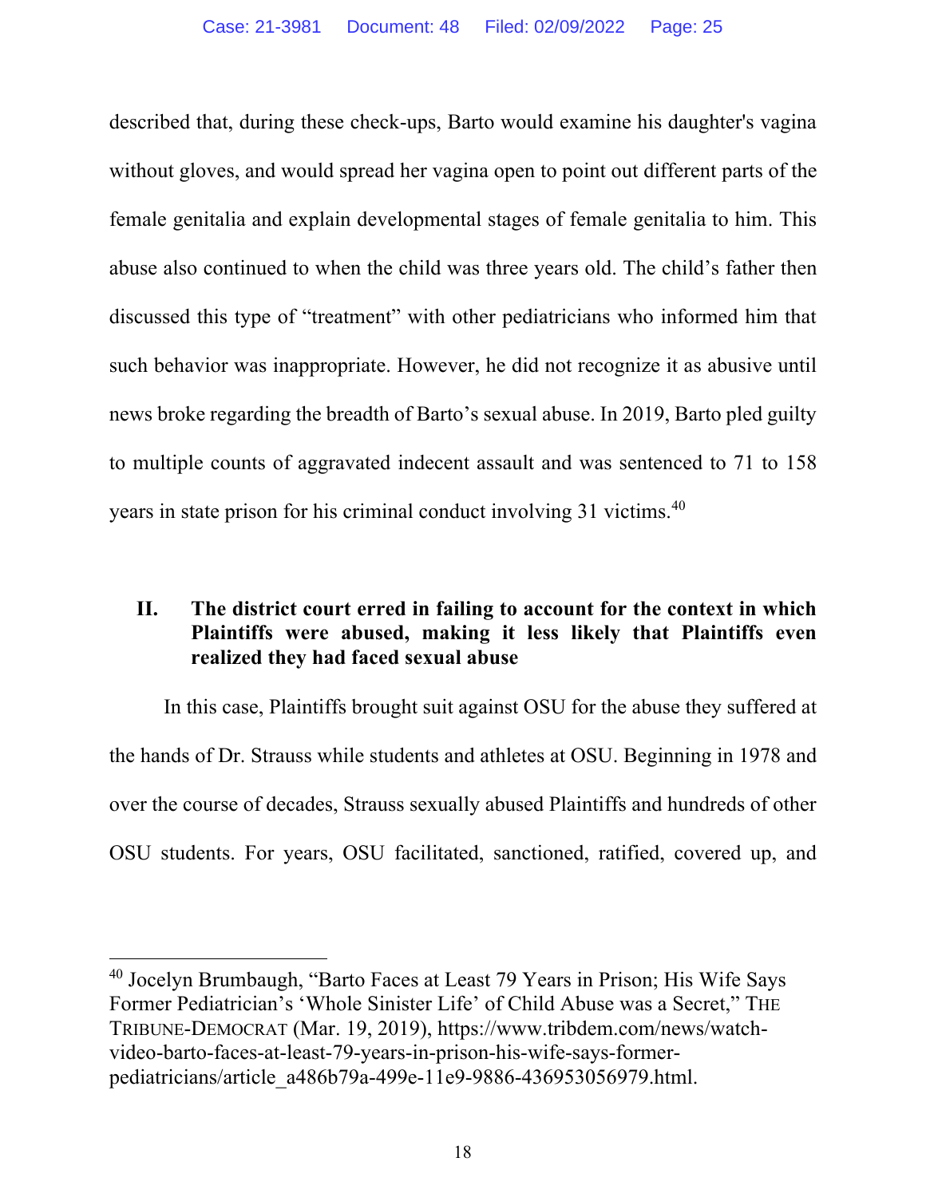described that, during these check-ups, Barto would examine his daughter's vagina without gloves, and would spread her vagina open to point out different parts of the female genitalia and explain developmental stages of female genitalia to him. This abuse also continued to when the child was three years old. The child's father then discussed this type of "treatment" with other pediatricians who informed him that such behavior was inappropriate. However, he did not recognize it as abusive until news broke regarding the breadth of Barto's sexual abuse. In 2019, Barto pled guilty to multiple counts of aggravated indecent assault and was sentenced to 71 to 158 years in state prison for his criminal conduct involving 31 victims.[40]

## II. The district court erred in failing to account for the context in which Plaintiffs were abused, making it less likely that Plaintiffs even realized they had faced sexual abuse

In this case, Plaintiffs brought suit against OSU for the abuse they suffered at the hands of Dr. Strauss while students and athletes at OSU. Beginning in 1978 and over the course of decades, Strauss sexually abused Plaintiffs and hundreds of other OSU students. For years, OSU facilitated, sanctioned, ratified, covered up, and

---

[40] Jocelyn Brumbaugh, "Barto Faces at Least 79 Years in Prison; His Wife Says Former Pediatrician's 'Whole Sinister Life' of Child Abuse was a Secret," THE TRIBUNE-DEMOCRAT (Mar. 19, 2019), https://www.tribdem.com/news/watch-video-barto-faces-at-least-79-years-in-prison-his-wife-says-former-pediatricians/article_a486b79a-499e-11e9-9886-436953056979.html.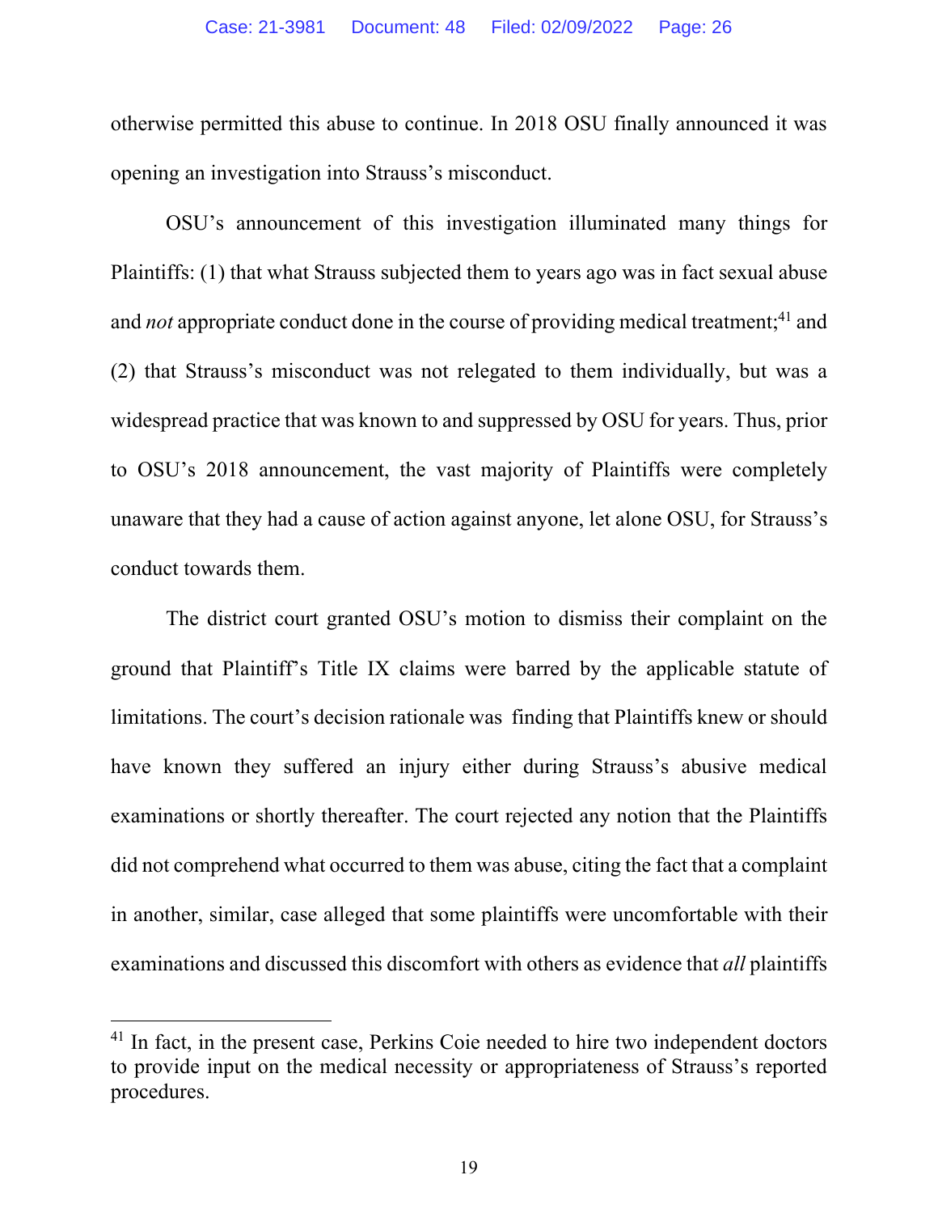otherwise permitted this abuse to continue. In 2018 OSU finally announced it was opening an investigation into Strauss's misconduct.

OSU's announcement of this investigation illuminated many things for Plaintiffs: (1) that what Strauss subjected them to years ago was in fact sexual abuse and *not* appropriate conduct done in the course of providing medical treatment;[41] and (2) that Strauss's misconduct was not relegated to them individually, but was a widespread practice that was known to and suppressed by OSU for years. Thus, prior to OSU's 2018 announcement, the vast majority of Plaintiffs were completely unaware that they had a cause of action against anyone, let alone OSU, for Strauss's conduct towards them.

The district court granted OSU's motion to dismiss their complaint on the ground that Plaintiff's Title IX claims were barred by the applicable statute of limitations. The court's decision rationale was finding that Plaintiffs knew or should have known they suffered an injury either during Strauss's abusive medical examinations or shortly thereafter. The court rejected any notion that the Plaintiffs did not comprehend what occurred to them was abuse, citing the fact that a complaint in another, similar, case alleged that some plaintiffs were uncomfortable with their examinations and discussed this discomfort with others as evidence that *all* plaintiffs

[41] In fact, in the present case, Perkins Coie needed to hire two independent doctors to provide input on the medical necessity or appropriateness of Strauss's reported procedures.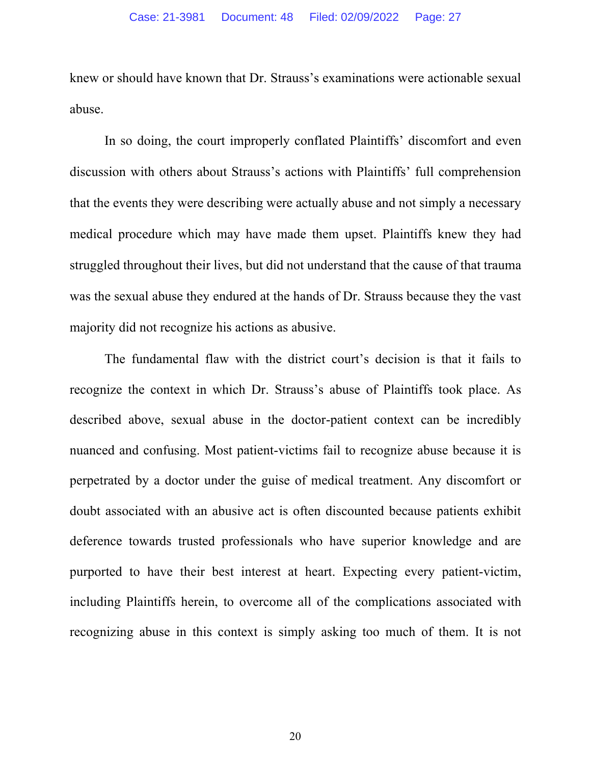knew or should have known that Dr. Strauss's examinations were actionable sexual abuse.

In so doing, the court improperly conflated Plaintiffs' discomfort and even discussion with others about Strauss's actions with Plaintiffs' full comprehension that the events they were describing were actually abuse and not simply a necessary medical procedure which may have made them upset. Plaintiffs knew they had struggled throughout their lives, but did not understand that the cause of that trauma was the sexual abuse they endured at the hands of Dr. Strauss because they the vast majority did not recognize his actions as abusive.

The fundamental flaw with the district court's decision is that it fails to recognize the context in which Dr. Strauss's abuse of Plaintiffs took place. As described above, sexual abuse in the doctor-patient context can be incredibly nuanced and confusing. Most patient-victims fail to recognize abuse because it is perpetrated by a doctor under the guise of medical treatment. Any discomfort or doubt associated with an abusive act is often discounted because patients exhibit deference towards trusted professionals who have superior knowledge and are purported to have their best interest at heart. Expecting every patient-victim, including Plaintiffs herein, to overcome all of the complications associated with recognizing abuse in this context is simply asking too much of them. It is not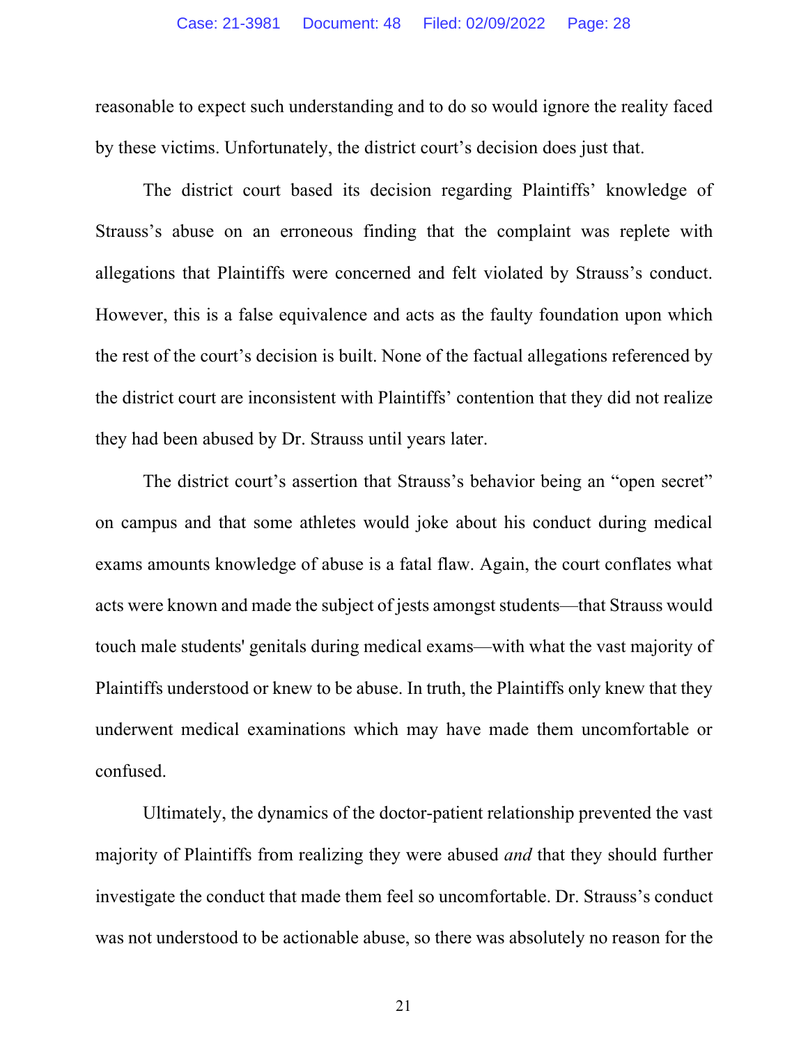reasonable to expect such understanding and to do so would ignore the reality faced by these victims. Unfortunately, the district court's decision does just that.

The district court based its decision regarding Plaintiffs' knowledge of Strauss's abuse on an erroneous finding that the complaint was replete with allegations that Plaintiffs were concerned and felt violated by Strauss's conduct. However, this is a false equivalence and acts as the faulty foundation upon which the rest of the court's decision is built. None of the factual allegations referenced by the district court are inconsistent with Plaintiffs' contention that they did not realize they had been abused by Dr. Strauss until years later.

The district court's assertion that Strauss's behavior being an "open secret" on campus and that some athletes would joke about his conduct during medical exams amounts knowledge of abuse is a fatal flaw. Again, the court conflates what acts were known and made the subject of jests amongst students—that Strauss would touch male students' genitals during medical exams—with what the vast majority of Plaintiffs understood or knew to be abuse. In truth, the Plaintiffs only knew that they underwent medical examinations which may have made them uncomfortable or confused.

Ultimately, the dynamics of the doctor-patient relationship prevented the vast majority of Plaintiffs from realizing they were abused *and* that they should further investigate the conduct that made them feel so uncomfortable. Dr. Strauss's conduct was not understood to be actionable abuse, so there was absolutely no reason for the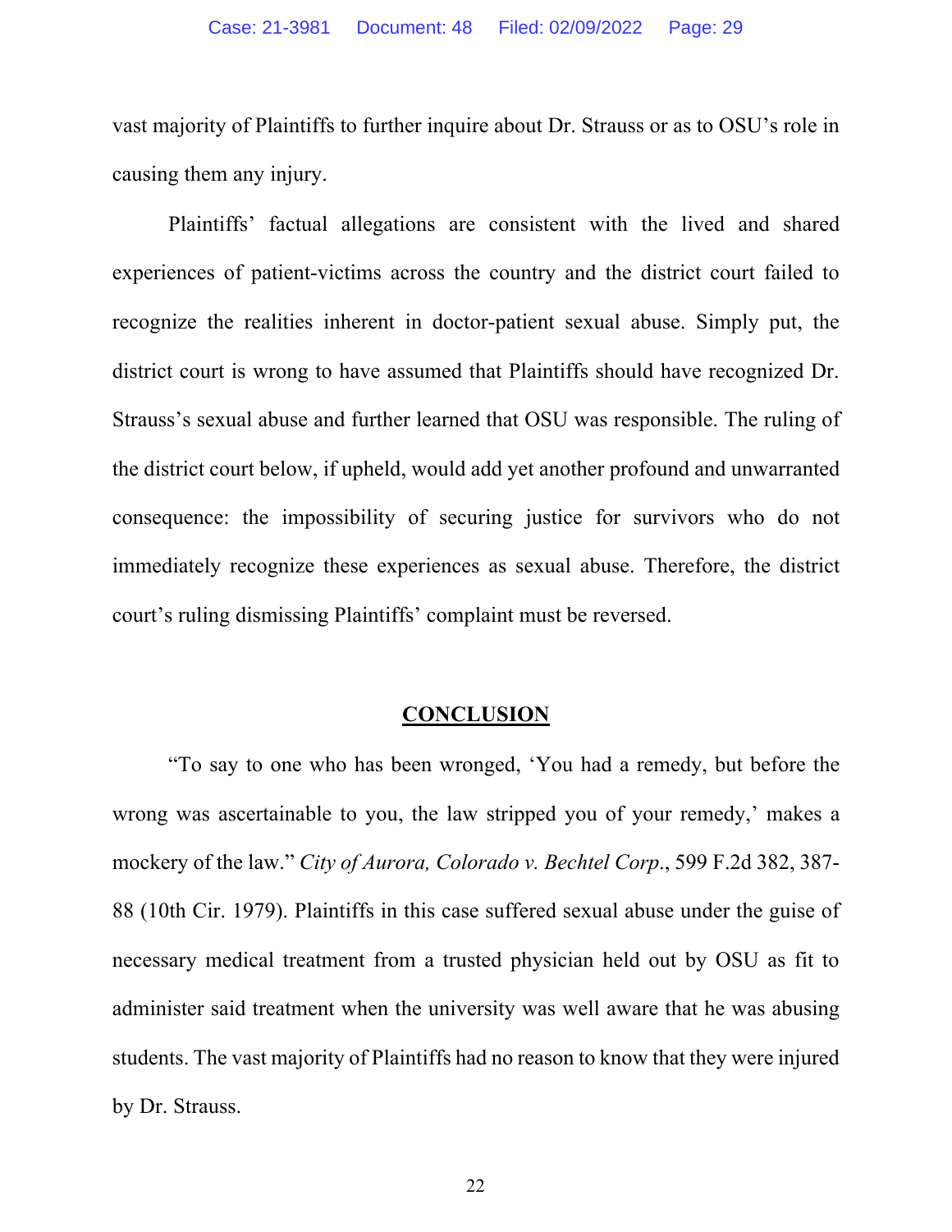vast majority of Plaintiffs to further inquire about Dr. Strauss or as to OSU's role in causing them any injury.

Plaintiffs' factual allegations are consistent with the lived and shared experiences of patient-victims across the country and the district court failed to recognize the realities inherent in doctor-patient sexual abuse. Simply put, the district court is wrong to have assumed that Plaintiffs should have recognized Dr. Strauss's sexual abuse and further learned that OSU was responsible. The ruling of the district court below, if upheld, would add yet another profound and unwarranted consequence: the impossibility of securing justice for survivors who do not immediately recognize these experiences as sexual abuse. Therefore, the district court's ruling dismissing Plaintiffs' complaint must be reversed.

## CONCLUSION

"To say to one who has been wronged, 'You had a remedy, but before the wrong was ascertainable to you, the law stripped you of your remedy,' makes a mockery of the law." *City of Aurora, Colorado v. Bechtel Corp*., 599 F.2d 382, 387-88 (10th Cir. 1979). Plaintiffs in this case suffered sexual abuse under the guise of necessary medical treatment from a trusted physician held out by OSU as fit to administer said treatment when the university was well aware that he was abusing students. The vast majority of Plaintiffs had no reason to know that they were injured by Dr. Strauss.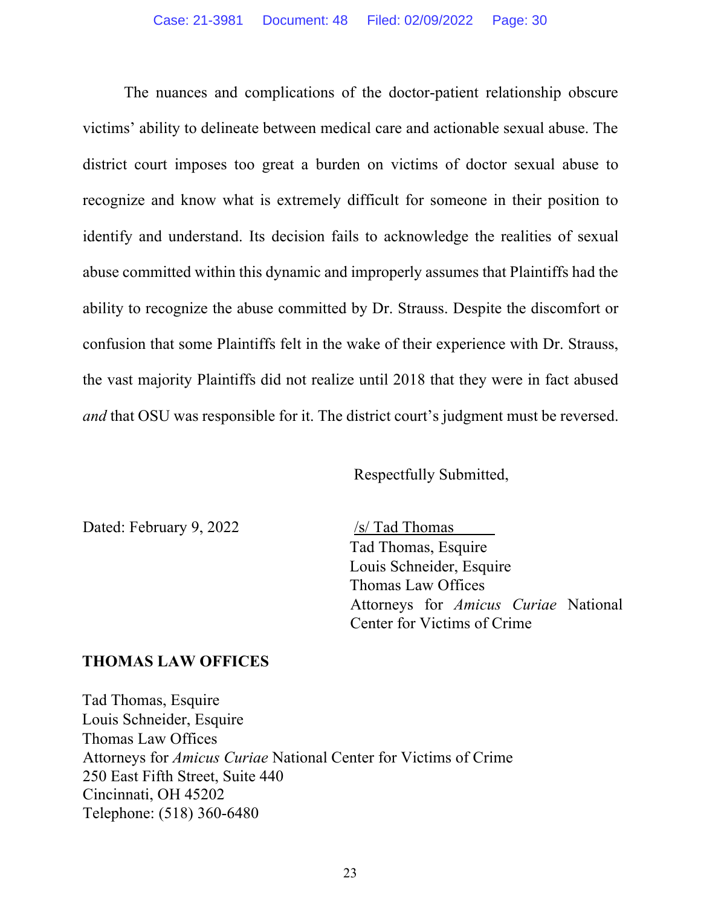The nuances and complications of the doctor-patient relationship obscure victims' ability to delineate between medical care and actionable sexual abuse. The district court imposes too great a burden on victims of doctor sexual abuse to recognize and know what is extremely difficult for someone in their position to identify and understand. Its decision fails to acknowledge the realities of sexual abuse committed within this dynamic and improperly assumes that Plaintiffs had the ability to recognize the abuse committed by Dr. Strauss. Despite the discomfort or confusion that some Plaintiffs felt in the wake of their experience with Dr. Strauss, the vast majority Plaintiffs did not realize until 2018 that they were in fact abused *and* that OSU was responsible for it. The district court's judgment must be reversed.

Respectfully Submitted,

Dated: February 9, 2022

/s/ Tad Thomas
Tad Thomas, Esquire
Louis Schneider, Esquire
Thomas Law Offices
Attorneys for *Amicus Curiae* National Center for Victims of Crime

**THOMAS LAW OFFICES**

Tad Thomas, Esquire
Louis Schneider, Esquire
Thomas Law Offices
Attorneys for *Amicus Curiae* National Center for Victims of Crime
250 East Fifth Street, Suite 440
Cincinnati, OH 45202
Telephone: (518) 360-6480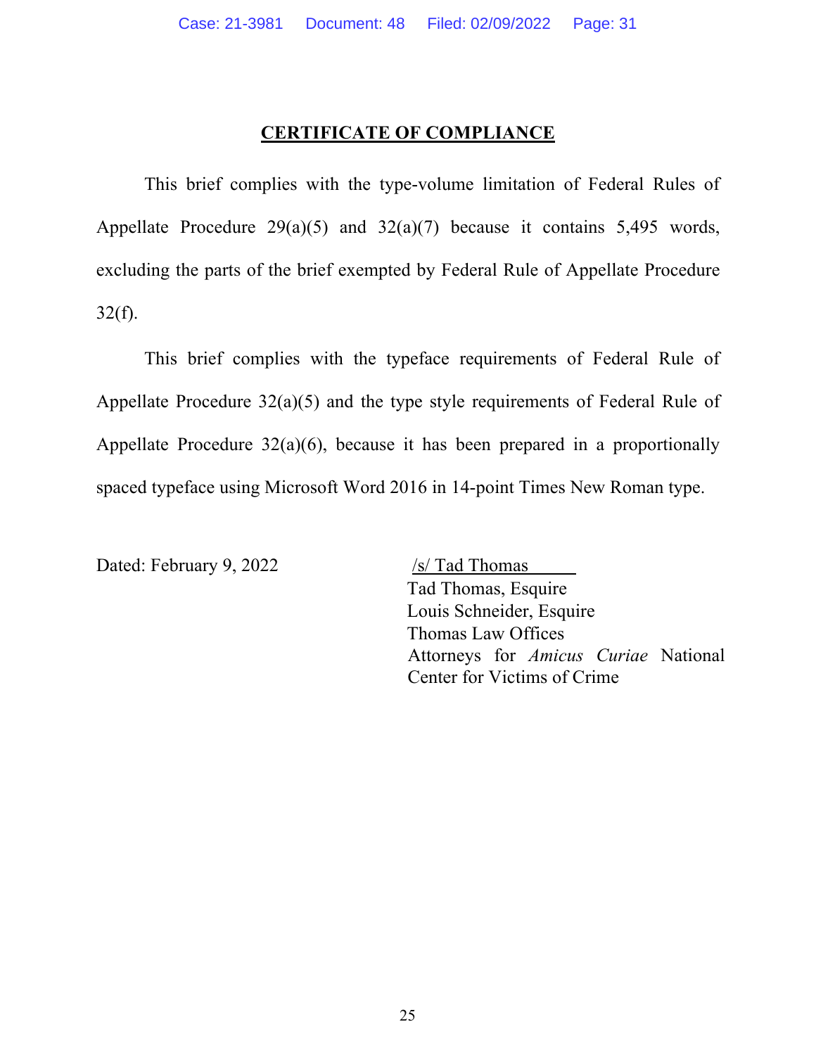# CERTIFICATE OF COMPLIANCE

This brief complies with the type-volume limitation of Federal Rules of Appellate Procedure 29(a)(5) and 32(a)(7) because it contains 5,495 words, excluding the parts of the brief exempted by Federal Rule of Appellate Procedure 32(f).

This brief complies with the typeface requirements of Federal Rule of Appellate Procedure 32(a)(5) and the type style requirements of Federal Rule of Appellate Procedure 32(a)(6), because it has been prepared in a proportionally spaced typeface using Microsoft Word 2016 in 14-point Times New Roman type.

Dated: February 9, 2022

/s/ Tad Thomas
Tad Thomas, Esquire
Louis Schneider, Esquire
Thomas Law Offices
Attorneys for *Amicus Curiae* National Center for Victims of Crime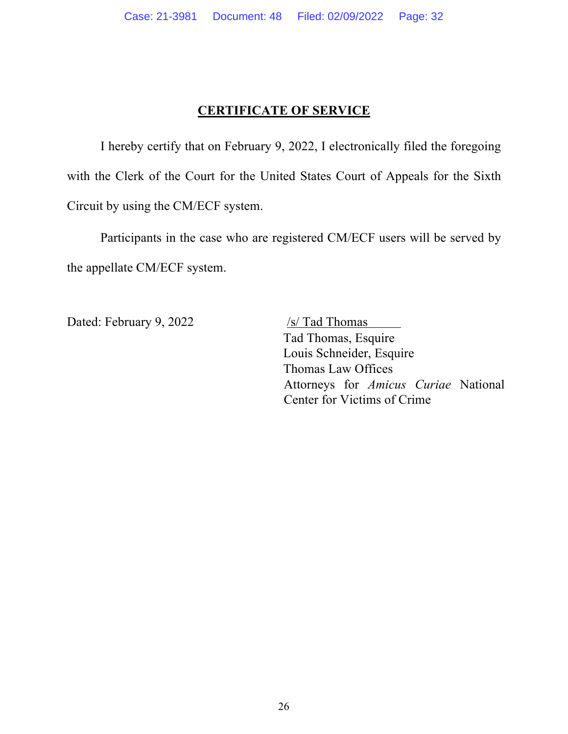## CERTIFICATE OF SERVICE

I hereby certify that on February 9, 2022, I electronically filed the foregoing with the Clerk of the Court for the United States Court of Appeals for the Sixth Circuit by using the CM/ECF system.

Participants in the case who are registered CM/ECF users will be served by the appellate CM/ECF system.

Dated: February 9, 2022

/s/ Tad Thomas  
Tad Thomas, Esquire  
Louis Schneider, Esquire  
Thomas Law Offices  
Attorneys for *Amicus Curiae* National Center for Victims of Crime